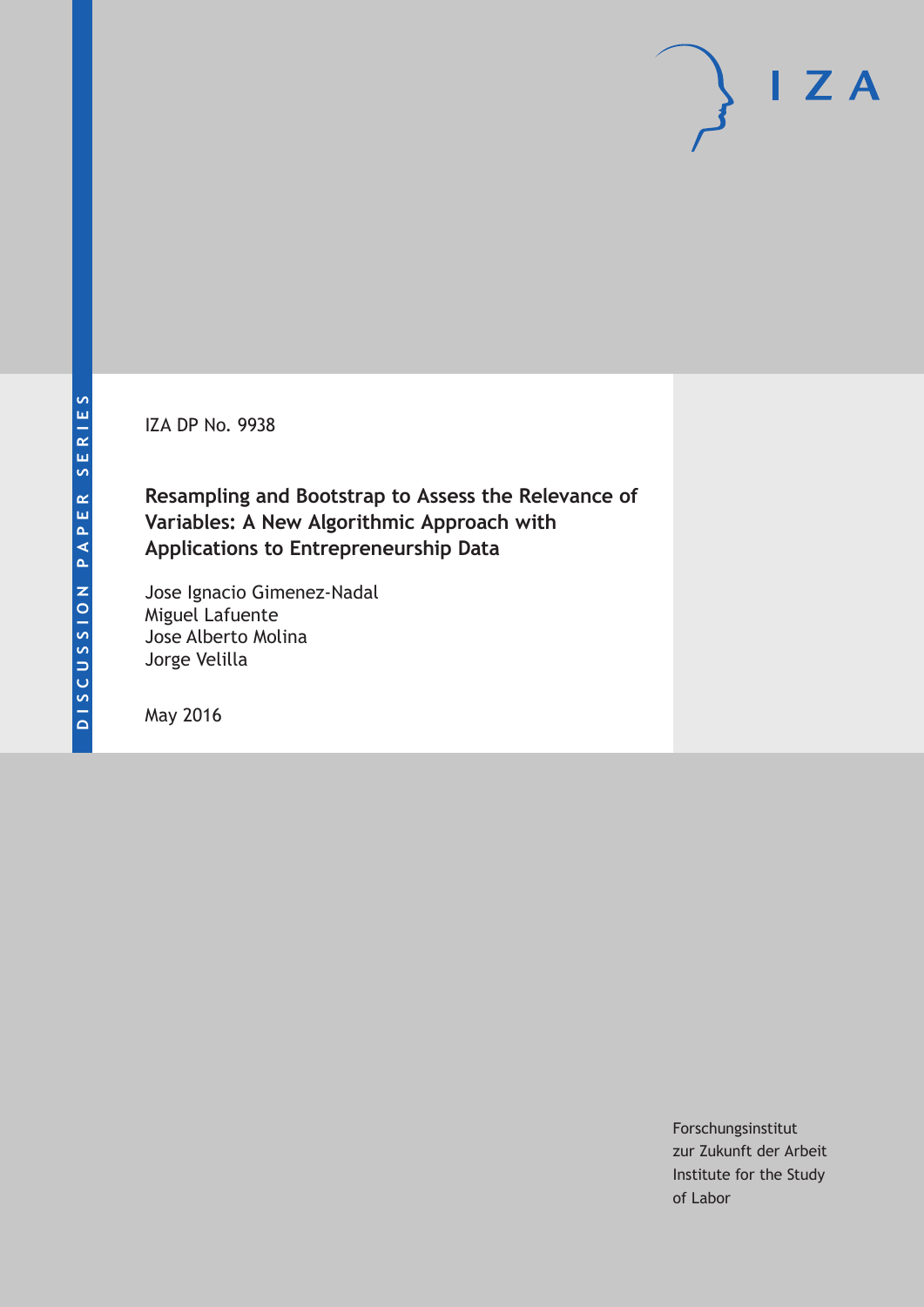DISCUSSION PAPER SERIES

IZA DP No. 9938

**Resampling and Bootstrap to Assess the Relevance of Variables: A New Algorithmic Approach with Applications to Entrepreneurship Data**

Jose Ignacio Gimenez-Nadal
Miguel Lafuente
Jose Alberto Molina
Jorge Velilla

May 2016

Forschungsinstitut
zur Zukunft der Arbeit
Institute for the Study
of Labor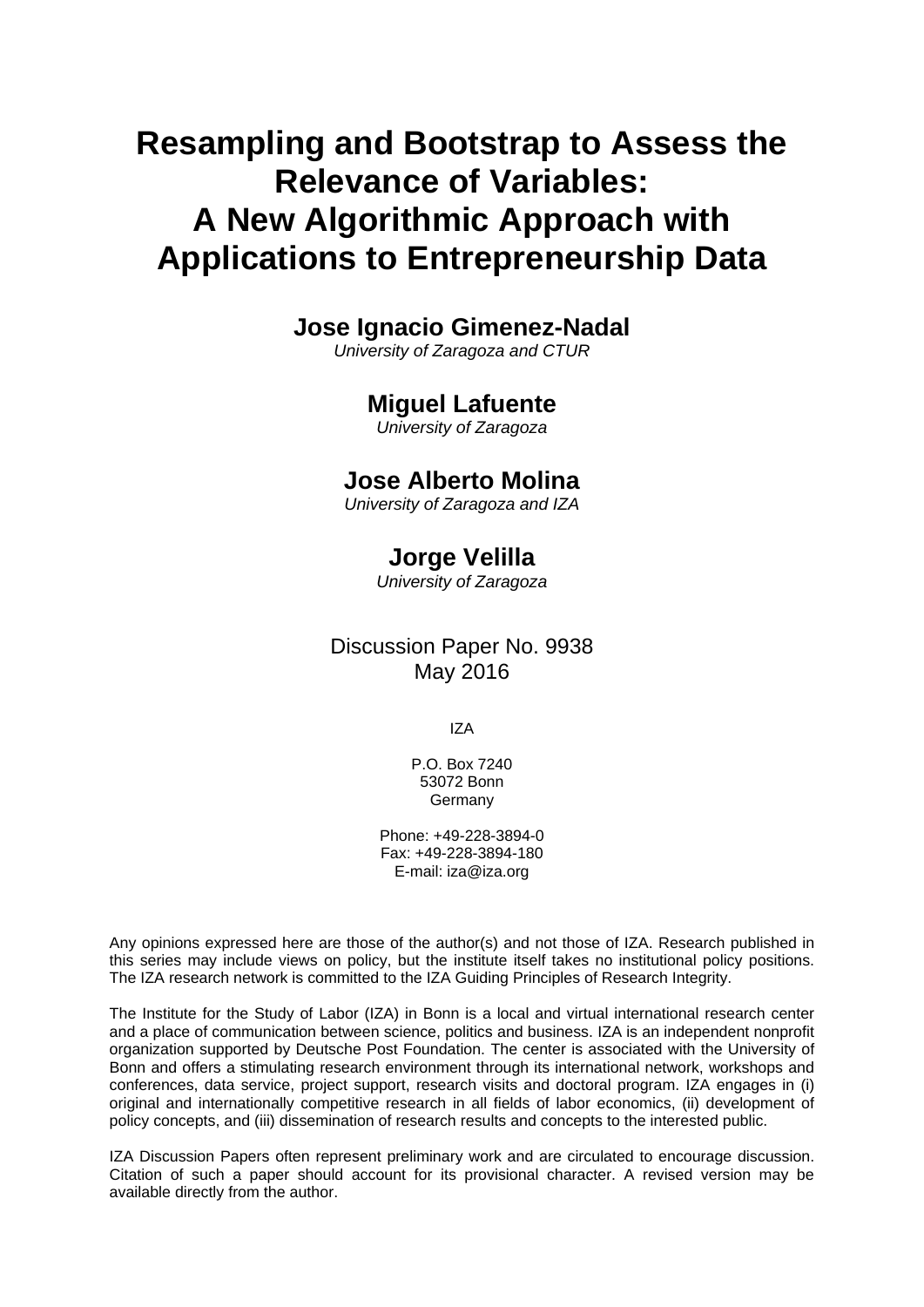# Resampling and Bootstrap to Assess the Relevance of Variables: A New Algorithmic Approach with Applications to Entrepreneurship Data

**Jose Ignacio Gimenez-Nadal**
*University of Zaragoza and CTUR*

**Miguel Lafuente**
*University of Zaragoza*

**Jose Alberto Molina**
*University of Zaragoza and IZA*

**Jorge Velilla**
*University of Zaragoza*

Discussion Paper No. 9938
May 2016

IZA

P.O. Box 7240
53072 Bonn
Germany

Phone: +49-228-3894-0
Fax: +49-228-3894-180
E-mail: iza@iza.org

Any opinions expressed here are those of the author(s) and not those of IZA. Research published in this series may include views on policy, but the institute itself takes no institutional policy positions. The IZA research network is committed to the IZA Guiding Principles of Research Integrity.

The Institute for the Study of Labor (IZA) in Bonn is a local and virtual international research center and a place of communication between science, politics and business. IZA is an independent nonprofit organization supported by Deutsche Post Foundation. The center is associated with the University of Bonn and offers a stimulating research environment through its international network, workshops and conferences, data service, project support, research visits and doctoral program. IZA engages in (i) original and internationally competitive research in all fields of labor economics, (ii) development of policy concepts, and (iii) dissemination of research results and concepts to the interested public.

IZA Discussion Papers often represent preliminary work and are circulated to encourage discussion. Citation of such a paper should account for its provisional character. A revised version may be available directly from the author.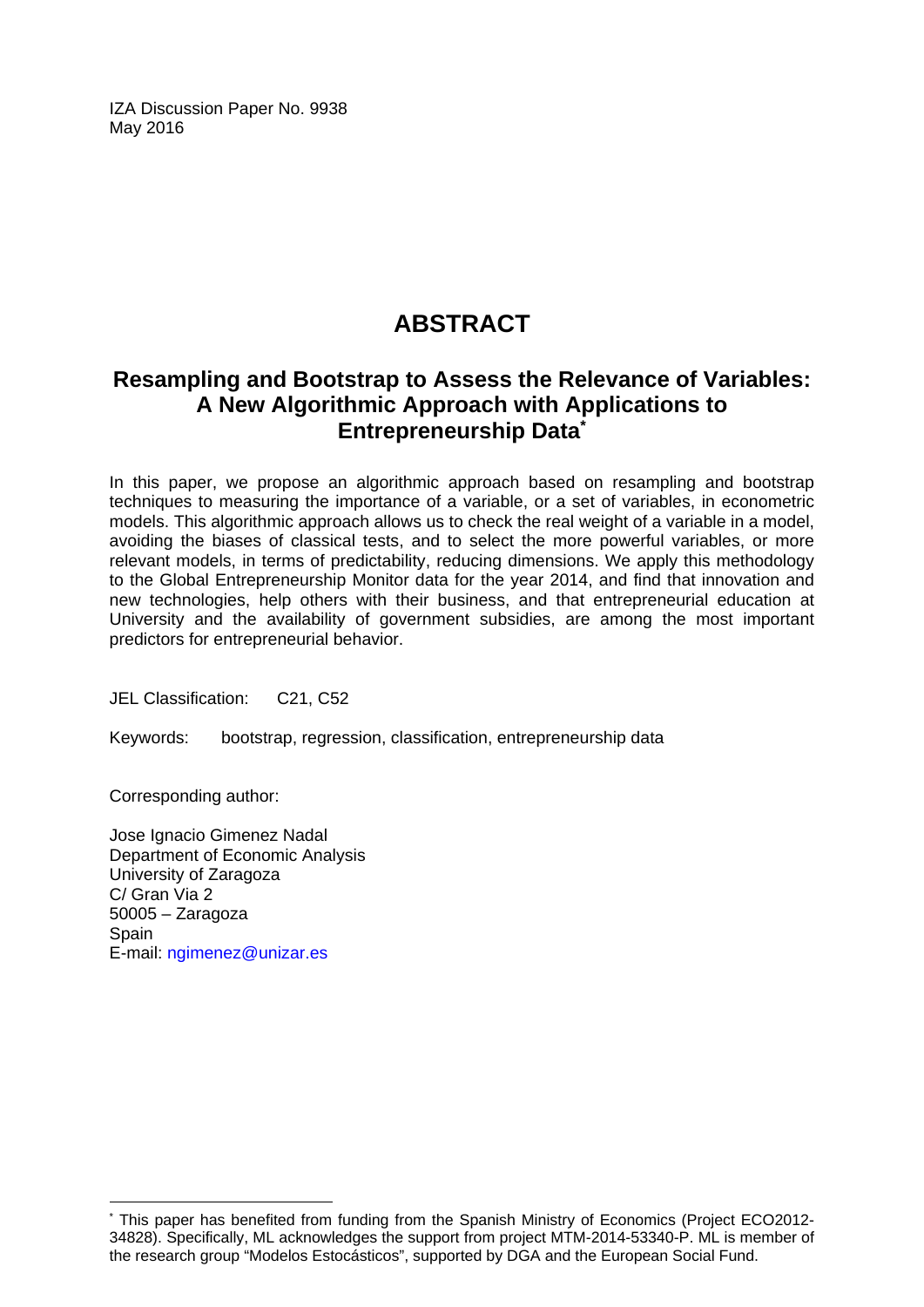IZA Discussion Paper No. 9938
May 2016

# ABSTRACT

## Resampling and Bootstrap to Assess the Relevance of Variables: A New Algorithmic Approach with Applications to Entrepreneurship Data[*]

In this paper, we propose an algorithmic approach based on resampling and bootstrap techniques to measuring the importance of a variable, or a set of variables, in econometric models. This algorithmic approach allows us to check the real weight of a variable in a model, avoiding the biases of classical tests, and to select the more powerful variables, or more relevant models, in terms of predictability, reducing dimensions. We apply this methodology to the Global Entrepreneurship Monitor data for the year 2014, and find that innovation and new technologies, help others with their business, and that entrepreneurial education at University and the availability of government subsidies, are among the most important predictors for entrepreneurial behavior.

JEL Classification: C21, C52

Keywords: bootstrap, regression, classification, entrepreneurship data

Corresponding author:

Jose Ignacio Gimenez Nadal
Department of Economic Analysis
University of Zaragoza
C/ Gran Via 2
50005 – Zaragoza
Spain
E-mail: ngimenez@unizar.es

[*] This paper has benefited from funding from the Spanish Ministry of Economics (Project ECO2012-34828). Specifically, ML acknowledges the support from project MTM-2014-53340-P. ML is member of the research group "Modelos Estocásticos", supported by DGA and the European Social Fund.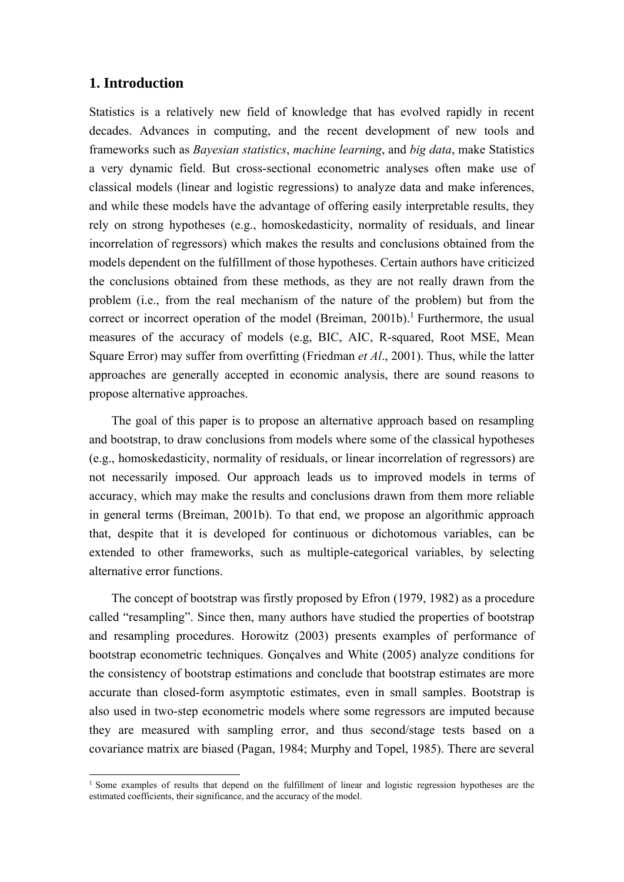## 1. Introduction

Statistics is a relatively new field of knowledge that has evolved rapidly in recent decades. Advances in computing, and the recent development of new tools and frameworks such as *Bayesian statistics*, *machine learning*, and *big data*, make Statistics a very dynamic field. But cross-sectional econometric analyses often make use of classical models (linear and logistic regressions) to analyze data and make inferences, and while these models have the advantage of offering easily interpretable results, they rely on strong hypotheses (e.g., homoskedasticity, normality of residuals, and linear incorrelation of regressors) which makes the results and conclusions obtained from the models dependent on the fulfillment of those hypotheses. Certain authors have criticized the conclusions obtained from these methods, as they are not really drawn from the problem (i.e., from the real mechanism of the nature of the problem) but from the correct or incorrect operation of the model (Breiman, 2001b).[1] Furthermore, the usual measures of the accuracy of models (e.g, BIC, AIC, R-squared, Root MSE, Mean Square Error) may suffer from overfitting (Friedman *et Al*., 2001). Thus, while the latter approaches are generally accepted in economic analysis, there are sound reasons to propose alternative approaches.

The goal of this paper is to propose an alternative approach based on resampling and bootstrap, to draw conclusions from models where some of the classical hypotheses (e.g., homoskedasticity, normality of residuals, or linear incorrelation of regressors) are not necessarily imposed. Our approach leads us to improved models in terms of accuracy, which may make the results and conclusions drawn from them more reliable in general terms (Breiman, 2001b). To that end, we propose an algorithmic approach that, despite that it is developed for continuous or dichotomous variables, can be extended to other frameworks, such as multiple-categorical variables, by selecting alternative error functions.

The concept of bootstrap was firstly proposed by Efron (1979, 1982) as a procedure called "resampling". Since then, many authors have studied the properties of bootstrap and resampling procedures. Horowitz (2003) presents examples of performance of bootstrap econometric techniques. Gonçalves and White (2005) analyze conditions for the consistency of bootstrap estimations and conclude that bootstrap estimates are more accurate than closed-form asymptotic estimates, even in small samples. Bootstrap is also used in two-step econometric models where some regressors are imputed because they are measured with sampling error, and thus second/stage tests based on a covariance matrix are biased (Pagan, 1984; Murphy and Topel, 1985). There are several

[1] Some examples of results that depend on the fulfillment of linear and logistic regression hypotheses are the estimated coefficients, their significance, and the accuracy of the model.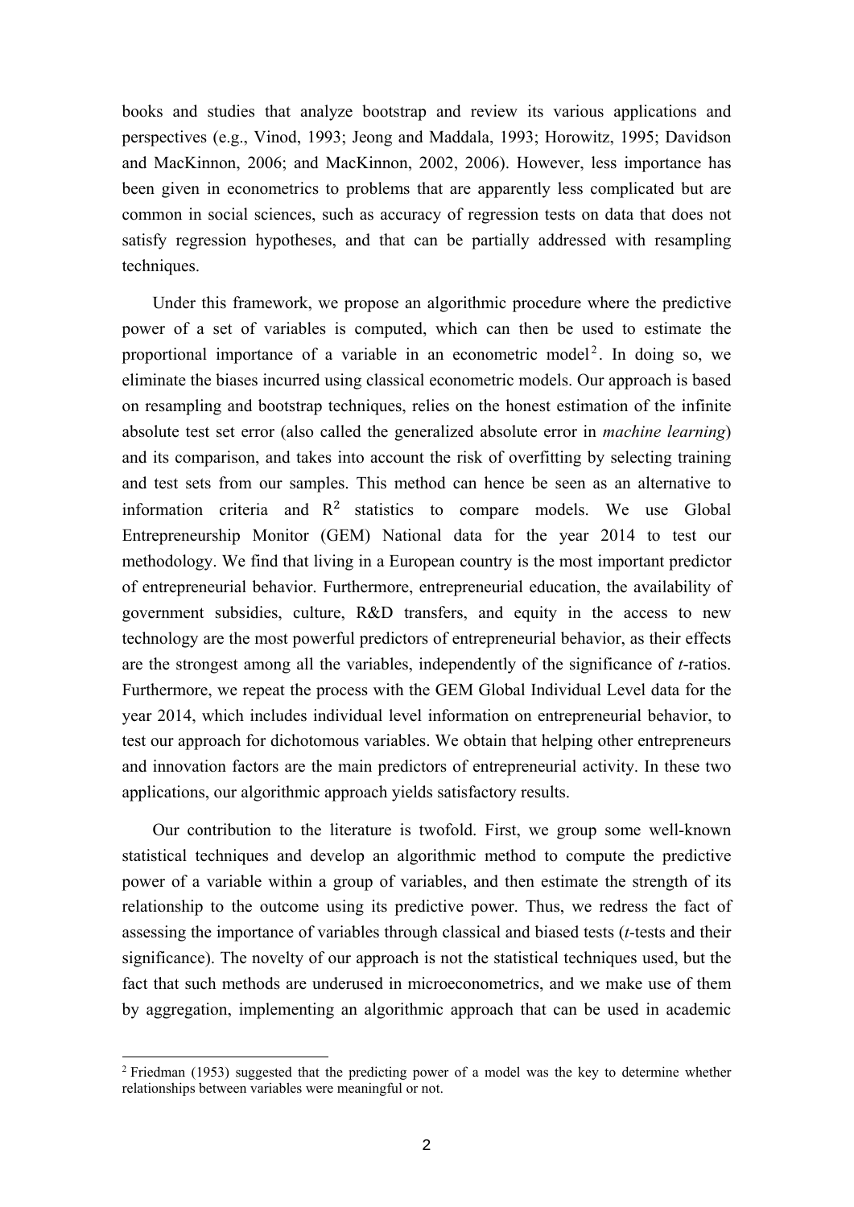books and studies that analyze bootstrap and review its various applications and perspectives (e.g., Vinod, 1993; Jeong and Maddala, 1993; Horowitz, 1995; Davidson and MacKinnon, 2006; and MacKinnon, 2002, 2006). However, less importance has been given in econometrics to problems that are apparently less complicated but are common in social sciences, such as accuracy of regression tests on data that does not satisfy regression hypotheses, and that can be partially addressed with resampling techniques.

Under this framework, we propose an algorithmic procedure where the predictive power of a set of variables is computed, which can then be used to estimate the proportional importance of a variable in an econometric model[2]. In doing so, we eliminate the biases incurred using classical econometric models. Our approach is based on resampling and bootstrap techniques, relies on the honest estimation of the infinite absolute test set error (also called the generalized absolute error in *machine learning*) and its comparison, and takes into account the risk of overfitting by selecting training and test sets from our samples. This method can hence be seen as an alternative to information criteria and $R^2$ statistics to compare models. We use Global Entrepreneurship Monitor (GEM) National data for the year 2014 to test our methodology. We find that living in a European country is the most important predictor of entrepreneurial behavior. Furthermore, entrepreneurial education, the availability of government subsidies, culture, R&D transfers, and equity in the access to new technology are the most powerful predictors of entrepreneurial behavior, as their effects are the strongest among all the variables, independently of the significance of *t*-ratios. Furthermore, we repeat the process with the GEM Global Individual Level data for the year 2014, which includes individual level information on entrepreneurial behavior, to test our approach for dichotomous variables. We obtain that helping other entrepreneurs and innovation factors are the main predictors of entrepreneurial activity. In these two applications, our algorithmic approach yields satisfactory results.

Our contribution to the literature is twofold. First, we group some well-known statistical techniques and develop an algorithmic method to compute the predictive power of a variable within a group of variables, and then estimate the strength of its relationship to the outcome using its predictive power. Thus, we redress the fact of assessing the importance of variables through classical and biased tests (*t*-tests and their significance). The novelty of our approach is not the statistical techniques used, but the fact that such methods are underused in microeconometrics, and we make use of them by aggregation, implementing an algorithmic approach that can be used in academic

[2] Friedman (1953) suggested that the predicting power of a model was the key to determine whether relationships between variables were meaningful or not.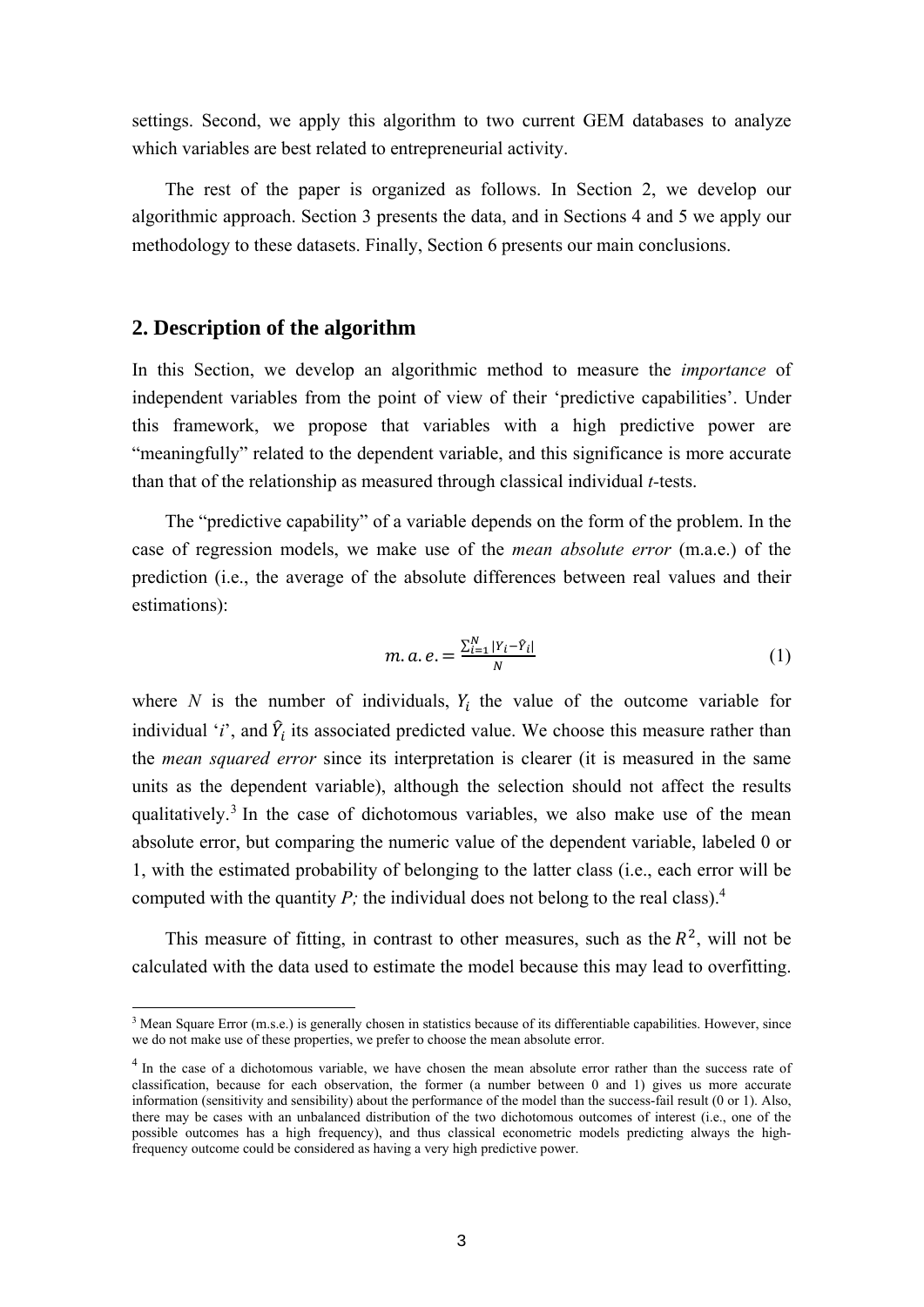settings. Second, we apply this algorithm to two current GEM databases to analyze which variables are best related to entrepreneurial activity.

The rest of the paper is organized as follows. In Section 2, we develop our algorithmic approach. Section 3 presents the data, and in Sections 4 and 5 we apply our methodology to these datasets. Finally, Section 6 presents our main conclusions.

## 2. Description of the algorithm

In this Section, we develop an algorithmic method to measure the *importance* of independent variables from the point of view of their 'predictive capabilities'. Under this framework, we propose that variables with a high predictive power are "meaningfully" related to the dependent variable, and this significance is more accurate than that of the relationship as measured through classical individual *t*-tests.

The "predictive capability" of a variable depends on the form of the problem. In the case of regression models, we make use of the *mean absolute error* (m.a.e.) of the prediction (i.e., the average of the absolute differences between real values and their estimations):

$$m.a.e. = \frac{\sum_{i=1}^{N} |Y_i - \hat{Y}_i|}{N} \quad (1)$$

where $N$ is the number of individuals, $Y_i$ the value of the outcome variable for individual '$i$', and $\hat{Y}_i$ its associated predicted value. We choose this measure rather than the *mean squared error* since its interpretation is clearer (it is measured in the same units as the dependent variable), although the selection should not affect the results qualitatively.[3] In the case of dichotomous variables, we also make use of the mean absolute error, but comparing the numeric value of the dependent variable, labeled 0 or 1, with the estimated probability of belonging to the latter class (i.e., each error will be computed with the quantity *P;* the individual does not belong to the real class).[4]

This measure of fitting, in contrast to other measures, such as the $R^2$, will not be calculated with the data used to estimate the model because this may lead to overfitting.

[3] Mean Square Error (m.s.e.) is generally chosen in statistics because of its differentiable capabilities. However, since we do not make use of these properties, we prefer to choose the mean absolute error.

[4] In the case of a dichotomous variable, we have chosen the mean absolute error rather than the success rate of classification, because for each observation, the former (a number between 0 and 1) gives us more accurate information (sensitivity and sensibility) about the performance of the model than the success-fail result (0 or 1). Also, there may be cases with an unbalanced distribution of the two dichotomous outcomes of interest (i.e., one of the possible outcomes has a high frequency), and thus classical econometric models predicting always the high-frequency outcome could be considered as having a very high predictive power.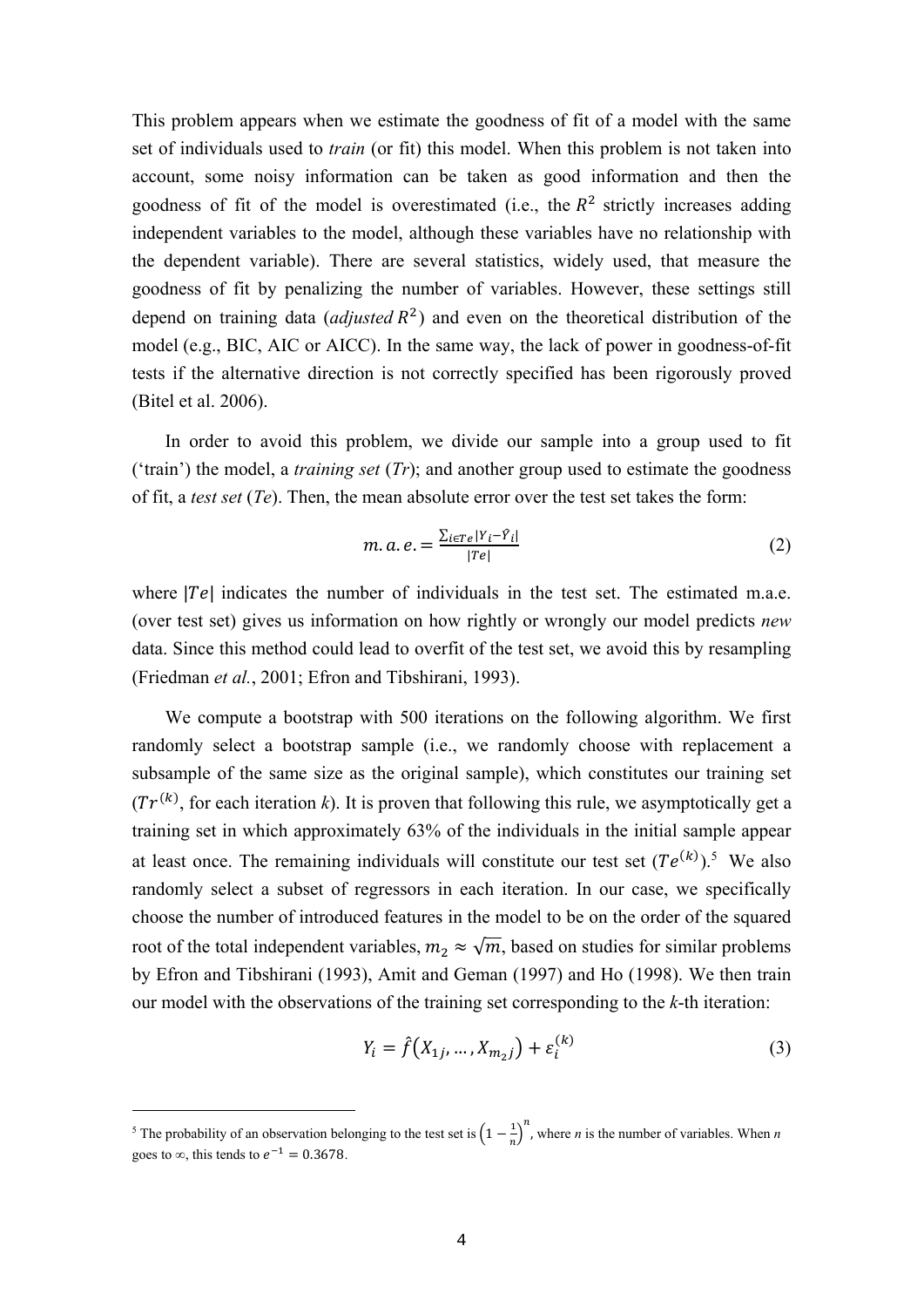This problem appears when we estimate the goodness of fit of a model with the same set of individuals used to *train* (or fit) this model. When this problem is not taken into account, some noisy information can be taken as good information and then the goodness of fit of the model is overestimated (i.e., the $R^2$ strictly increases adding independent variables to the model, although these variables have no relationship with the dependent variable). There are several statistics, widely used, that measure the goodness of fit by penalizing the number of variables. However, these settings still depend on training data (*adjusted* $R^2$) and even on the theoretical distribution of the model (e.g., BIC, AIC or AICC). In the same way, the lack of power in goodness-of-fit tests if the alternative direction is not correctly specified has been rigorously proved (Bitel et al. 2006).

In order to avoid this problem, we divide our sample into a group used to fit ('train') the model, a *training set* (*Tr*); and another group used to estimate the goodness of fit, a *test set* (*Te*). Then, the mean absolute error over the test set takes the form:

$$m.a.e. = \frac{\sum_{i \in Te} |Y_i - \hat{Y}_i|}{|Te|} \tag{2}$$

where $|Te|$ indicates the number of individuals in the test set. The estimated m.a.e. (over test set) gives us information on how rightly or wrongly our model predicts *new* data. Since this method could lead to overfit of the test set, we avoid this by resampling (Friedman *et al.*, 2001; Efron and Tibshirani, 1993).

We compute a bootstrap with 500 iterations on the following algorithm. We first randomly select a bootstrap sample (i.e., we randomly choose with replacement a subsample of the same size as the original sample), which constitutes our training set ($Tr^{(k)}$, for each iteration *k*). It is proven that following this rule, we asymptotically get a training set in which approximately 63% of the individuals in the initial sample appear at least once. The remaining individuals will constitute our test set ($Te^{(k)}$).[5] We also randomly select a subset of regressors in each iteration. In our case, we specifically choose the number of introduced features in the model to be on the order of the squared root of the total independent variables, $m_2 \approx \sqrt{m}$, based on studies for similar problems by Efron and Tibshirani (1993), Amit and Geman (1997) and Ho (1998). We then train our model with the observations of the training set corresponding to the *k*-th iteration:

$$Y_i = \hat{f}\left(X_{1j}, \ldots, X_{m_2 j}\right) + \varepsilon_i^{(k)} \tag{3}$$

---

[5] The probability of an observation belonging to the test set is $\left(1 - \frac{1}{n}\right)^n$, where *n* is the number of variables. When *n* goes to $\infty$, this tends to $e^{-1} = 0.3678$.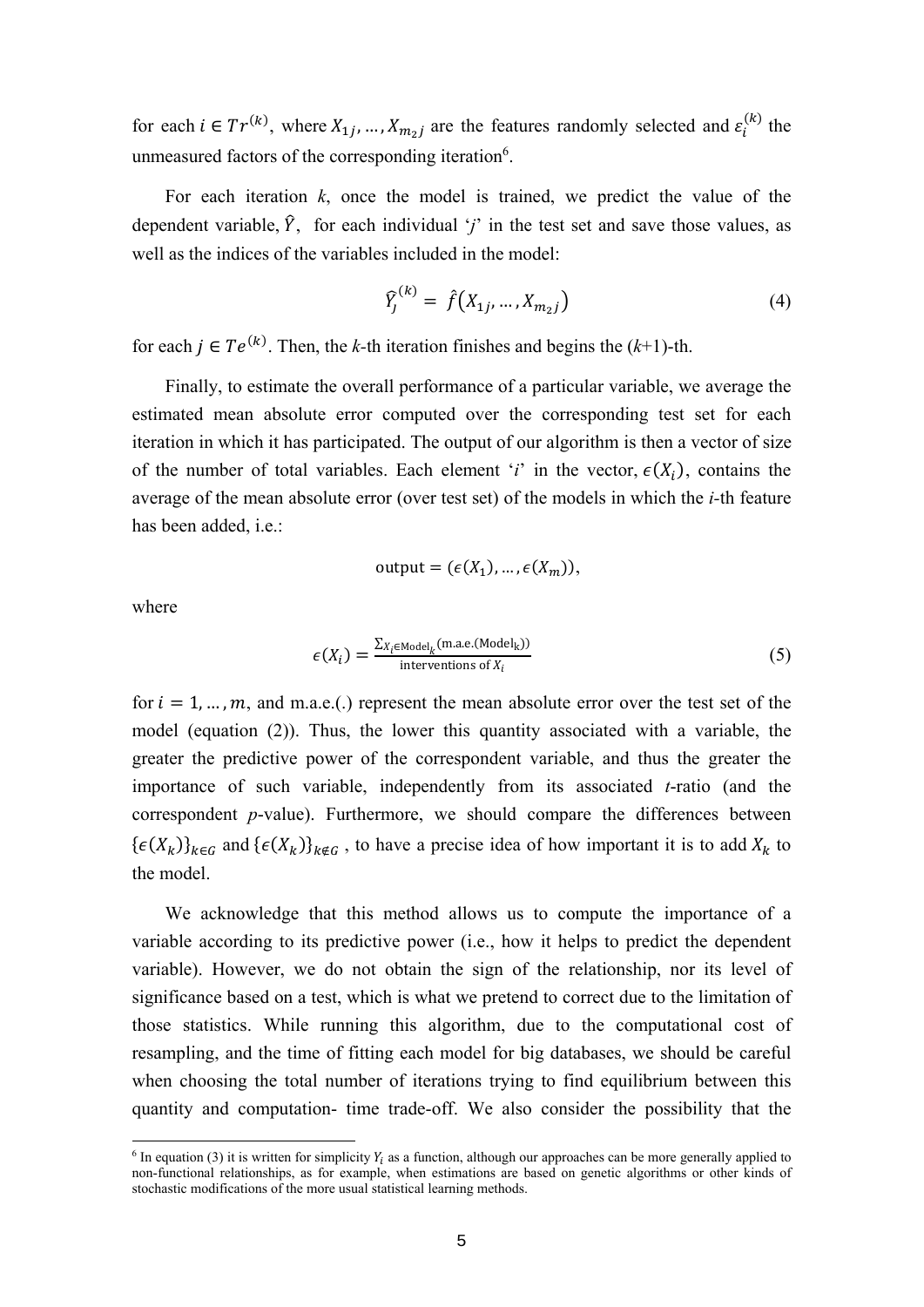for each $i \in Tr^{(k)}$, where $X_{1j}, \ldots, X_{m_2 j}$ are the features randomly selected and $\varepsilon_i^{(k)}$ the unmeasured factors of the corresponding iteration[6].

For each iteration *k*, once the model is trained, we predict the value of the dependent variable, $\hat{Y}$, for each individual '*j*' in the test set and save those values, as well as the indices of the variables included in the model:

$$\hat{Y}_j^{(k)} = \hat{f}\left(X_{1j}, \ldots, X_{m_2 j}\right) \tag{4}$$

for each $j \in Te^{(k)}$. Then, the *k*-th iteration finishes and begins the (*k*+1)-th.

Finally, to estimate the overall performance of a particular variable, we average the estimated mean absolute error computed over the corresponding test set for each iteration in which it has participated. The output of our algorithm is then a vector of size of the number of total variables. Each element '*i*' in the vector, $\epsilon(X_i)$, contains the average of the mean absolute error (over test set) of the models in which the *i*-th feature has been added, i.e.:

$$\text{output} = (\epsilon(X_1), \ldots, \epsilon(X_m)),$$

where

$$\epsilon(X_i) = \frac{\sum_{X_i \in \text{Model}_k} (\text{m.a.e.}(\text{Model}_\text{k}))}{\text{interventions of } X_i} \tag{5}$$

for $i = 1, \ldots, m$, and m.a.e.(.) represent the mean absolute error over the test set of the model (equation (2)). Thus, the lower this quantity associated with a variable, the greater the predictive power of the correspondent variable, and thus the greater the importance of such variable, independently from its associated *t*-ratio (and the correspondent *p*-value). Furthermore, we should compare the differences between $\{\epsilon(X_k)\}_{k \in G}$ and $\{\epsilon(X_k)\}_{k \notin G}$ , to have a precise idea of how important it is to add $X_k$ to the model.

We acknowledge that this method allows us to compute the importance of a variable according to its predictive power (i.e., how it helps to predict the dependent variable). However, we do not obtain the sign of the relationship, nor its level of significance based on a test, which is what we pretend to correct due to the limitation of those statistics. While running this algorithm, due to the computational cost of resampling, and the time of fitting each model for big databases, we should be careful when choosing the total number of iterations trying to find equilibrium between this quantity and computation- time trade-off. We also consider the possibility that the

[6] In equation (3) it is written for simplicity $Y_i$ as a function, although our approaches can be more generally applied to non-functional relationships, as for example, when estimations are based on genetic algorithms or other kinds of stochastic modifications of the more usual statistical learning methods.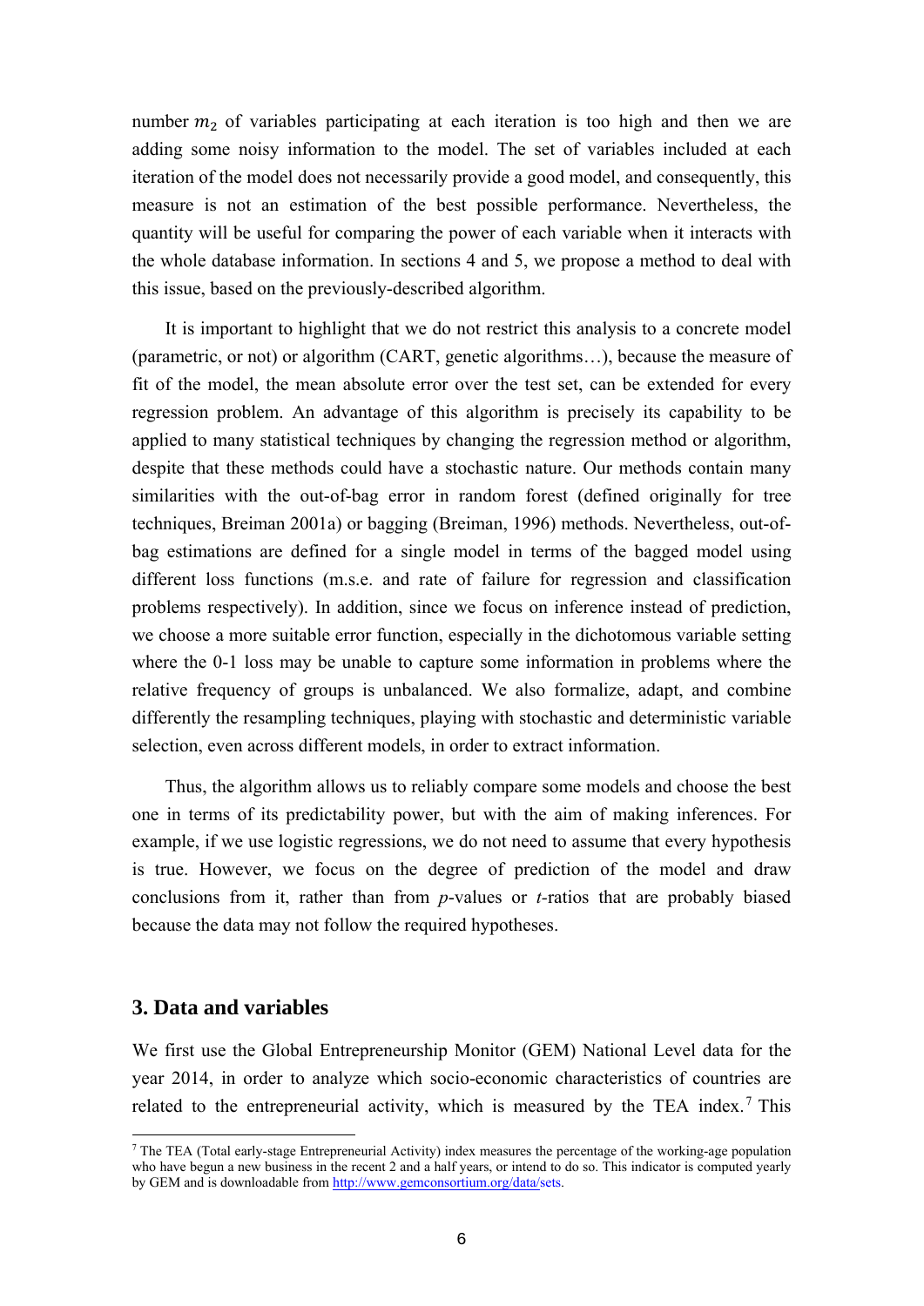number $m_2$ of variables participating at each iteration is too high and then we are adding some noisy information to the model. The set of variables included at each iteration of the model does not necessarily provide a good model, and consequently, this measure is not an estimation of the best possible performance. Nevertheless, the quantity will be useful for comparing the power of each variable when it interacts with the whole database information. In sections 4 and 5, we propose a method to deal with this issue, based on the previously-described algorithm.

It is important to highlight that we do not restrict this analysis to a concrete model (parametric, or not) or algorithm (CART, genetic algorithms…), because the measure of fit of the model, the mean absolute error over the test set, can be extended for every regression problem. An advantage of this algorithm is precisely its capability to be applied to many statistical techniques by changing the regression method or algorithm, despite that these methods could have a stochastic nature. Our methods contain many similarities with the out-of-bag error in random forest (defined originally for tree techniques, Breiman 2001a) or bagging (Breiman, 1996) methods. Nevertheless, out-of-bag estimations are defined for a single model in terms of the bagged model using different loss functions (m.s.e. and rate of failure for regression and classification problems respectively). In addition, since we focus on inference instead of prediction, we choose a more suitable error function, especially in the dichotomous variable setting where the 0-1 loss may be unable to capture some information in problems where the relative frequency of groups is unbalanced. We also formalize, adapt, and combine differently the resampling techniques, playing with stochastic and deterministic variable selection, even across different models, in order to extract information.

Thus, the algorithm allows us to reliably compare some models and choose the best one in terms of its predictability power, but with the aim of making inferences. For example, if we use logistic regressions, we do not need to assume that every hypothesis is true. However, we focus on the degree of prediction of the model and draw conclusions from it, rather than from *p*-values or *t*-ratios that are probably biased because the data may not follow the required hypotheses.

## 3. Data and variables

We first use the Global Entrepreneurship Monitor (GEM) National Level data for the year 2014, in order to analyze which socio-economic characteristics of countries are related to the entrepreneurial activity, which is measured by the TEA index.[7] This

[7] The TEA (Total early-stage Entrepreneurial Activity) index measures the percentage of the working-age population who have begun a new business in the recent 2 and a half years, or intend to do so. This indicator is computed yearly by GEM and is downloadable from http://www.gemconsortium.org/data/sets.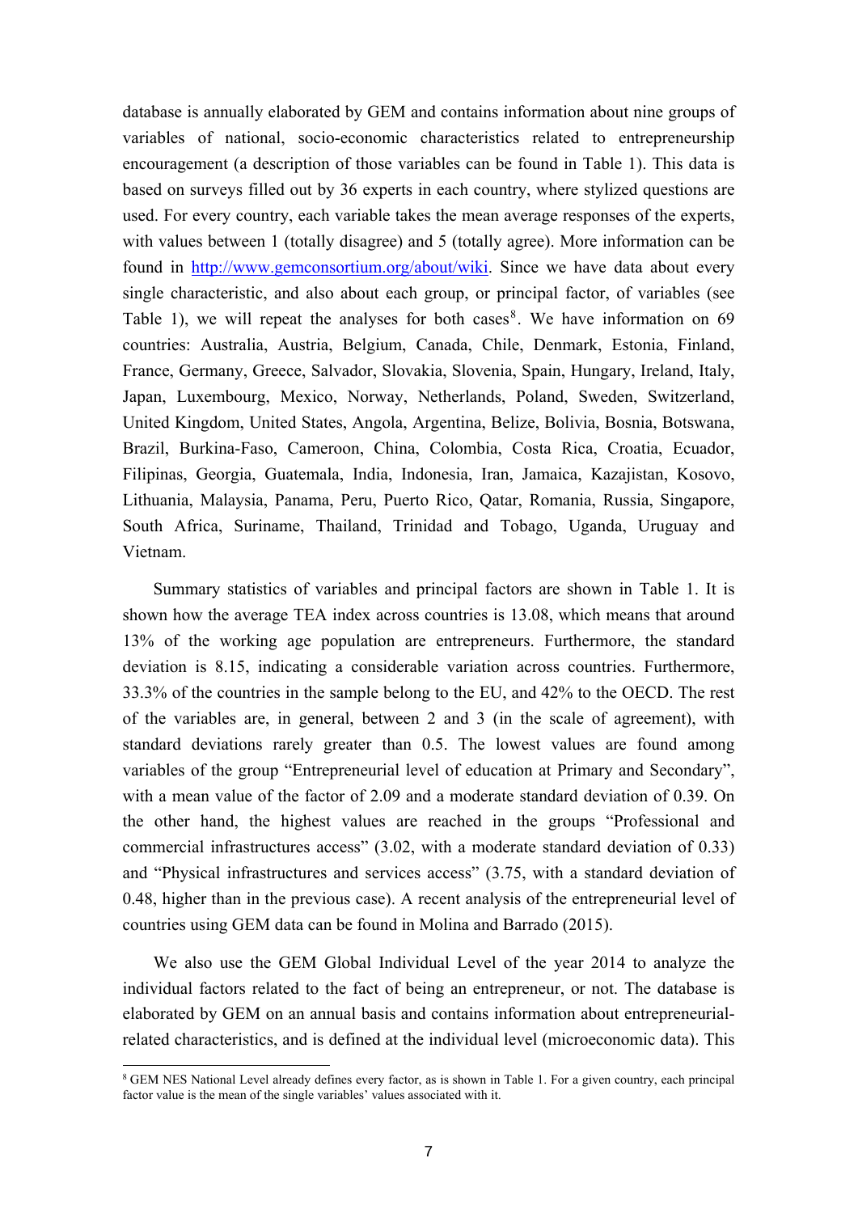database is annually elaborated by GEM and contains information about nine groups of variables of national, socio-economic characteristics related to entrepreneurship encouragement (a description of those variables can be found in Table 1). This data is based on surveys filled out by 36 experts in each country, where stylized questions are used. For every country, each variable takes the mean average responses of the experts, with values between 1 (totally disagree) and 5 (totally agree). More information can be found in http://www.gemconsortium.org/about/wiki. Since we have data about every single characteristic, and also about each group, or principal factor, of variables (see Table 1), we will repeat the analyses for both cases[8]. We have information on 69 countries: Australia, Austria, Belgium, Canada, Chile, Denmark, Estonia, Finland, France, Germany, Greece, Salvador, Slovakia, Slovenia, Spain, Hungary, Ireland, Italy, Japan, Luxembourg, Mexico, Norway, Netherlands, Poland, Sweden, Switzerland, United Kingdom, United States, Angola, Argentina, Belize, Bolivia, Bosnia, Botswana, Brazil, Burkina-Faso, Cameroon, China, Colombia, Costa Rica, Croatia, Ecuador, Filipinas, Georgia, Guatemala, India, Indonesia, Iran, Jamaica, Kazajistan, Kosovo, Lithuania, Malaysia, Panama, Peru, Puerto Rico, Qatar, Romania, Russia, Singapore, South Africa, Suriname, Thailand, Trinidad and Tobago, Uganda, Uruguay and Vietnam.

Summary statistics of variables and principal factors are shown in Table 1. It is shown how the average TEA index across countries is 13.08, which means that around 13% of the working age population are entrepreneurs. Furthermore, the standard deviation is 8.15, indicating a considerable variation across countries. Furthermore, 33.3% of the countries in the sample belong to the EU, and 42% to the OECD. The rest of the variables are, in general, between 2 and 3 (in the scale of agreement), with standard deviations rarely greater than 0.5. The lowest values are found among variables of the group "Entrepreneurial level of education at Primary and Secondary", with a mean value of the factor of 2.09 and a moderate standard deviation of 0.39. On the other hand, the highest values are reached in the groups "Professional and commercial infrastructures access" (3.02, with a moderate standard deviation of 0.33) and "Physical infrastructures and services access" (3.75, with a standard deviation of 0.48, higher than in the previous case). A recent analysis of the entrepreneurial level of countries using GEM data can be found in Molina and Barrado (2015).

We also use the GEM Global Individual Level of the year 2014 to analyze the individual factors related to the fact of being an entrepreneur, or not. The database is elaborated by GEM on an annual basis and contains information about entrepreneurial-related characteristics, and is defined at the individual level (microeconomic data). This

[8] GEM NES National Level already defines every factor, as is shown in Table 1. For a given country, each principal factor value is the mean of the single variables' values associated with it.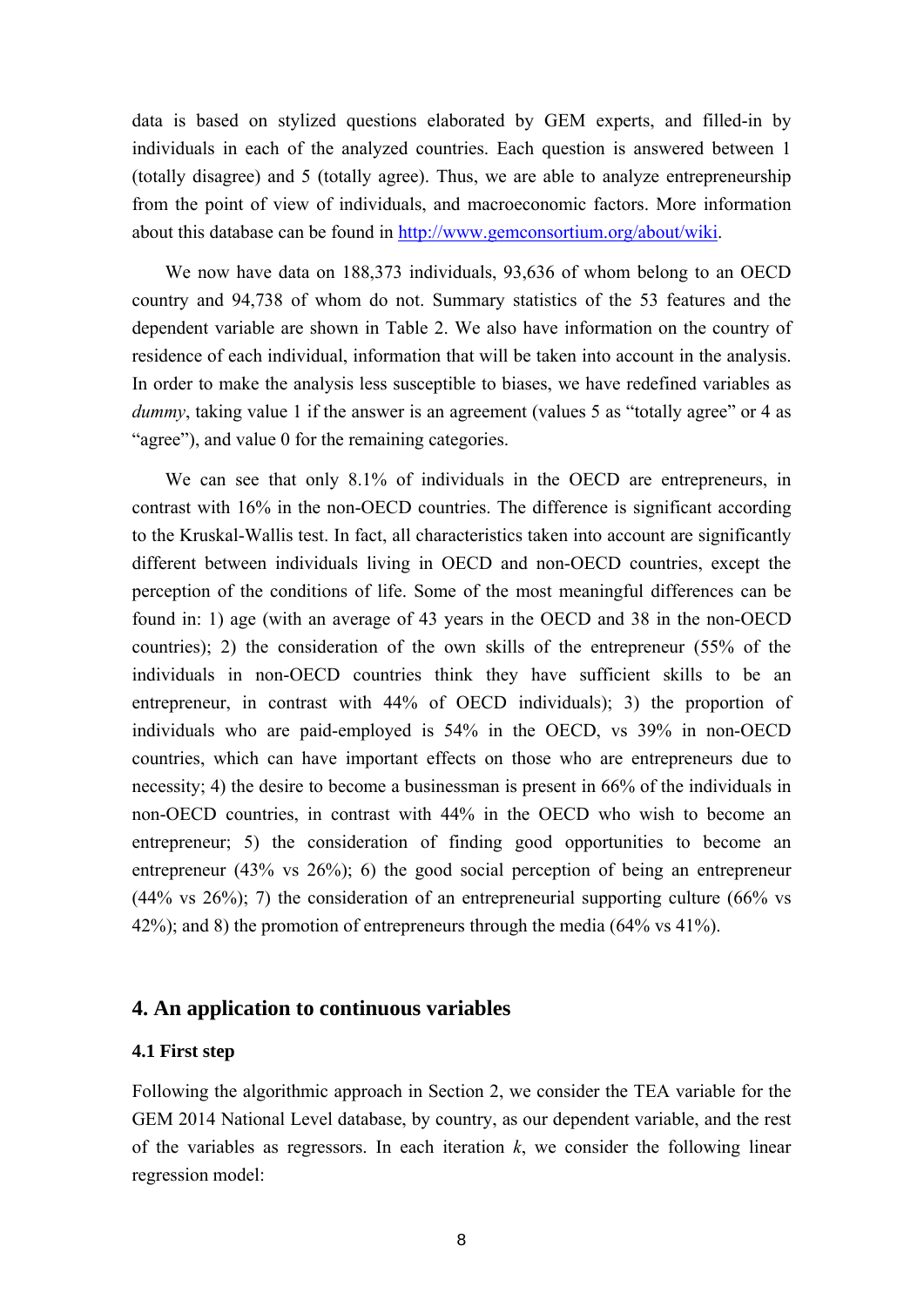data is based on stylized questions elaborated by GEM experts, and filled-in by individuals in each of the analyzed countries. Each question is answered between 1 (totally disagree) and 5 (totally agree). Thus, we are able to analyze entrepreneurship from the point of view of individuals, and macroeconomic factors. More information about this database can be found in http://www.gemconsortium.org/about/wiki.

We now have data on 188,373 individuals, 93,636 of whom belong to an OECD country and 94,738 of whom do not. Summary statistics of the 53 features and the dependent variable are shown in Table 2. We also have information on the country of residence of each individual, information that will be taken into account in the analysis. In order to make the analysis less susceptible to biases, we have redefined variables as *dummy*, taking value 1 if the answer is an agreement (values 5 as "totally agree" or 4 as "agree"), and value 0 for the remaining categories.

We can see that only 8.1% of individuals in the OECD are entrepreneurs, in contrast with 16% in the non-OECD countries. The difference is significant according to the Kruskal-Wallis test. In fact, all characteristics taken into account are significantly different between individuals living in OECD and non-OECD countries, except the perception of the conditions of life. Some of the most meaningful differences can be found in: 1) age (with an average of 43 years in the OECD and 38 in the non-OECD countries); 2) the consideration of the own skills of the entrepreneur (55% of the individuals in non-OECD countries think they have sufficient skills to be an entrepreneur, in contrast with 44% of OECD individuals); 3) the proportion of individuals who are paid-employed is 54% in the OECD, vs 39% in non-OECD countries, which can have important effects on those who are entrepreneurs due to necessity; 4) the desire to become a businessman is present in 66% of the individuals in non-OECD countries, in contrast with 44% in the OECD who wish to become an entrepreneur; 5) the consideration of finding good opportunities to become an entrepreneur (43% vs 26%); 6) the good social perception of being an entrepreneur (44% vs 26%); 7) the consideration of an entrepreneurial supporting culture (66% vs 42%); and 8) the promotion of entrepreneurs through the media (64% vs 41%).

## 4. An application to continuous variables

### 4.1 First step

Following the algorithmic approach in Section 2, we consider the TEA variable for the GEM 2014 National Level database, by country, as our dependent variable, and the rest of the variables as regressors. In each iteration *k*, we consider the following linear regression model: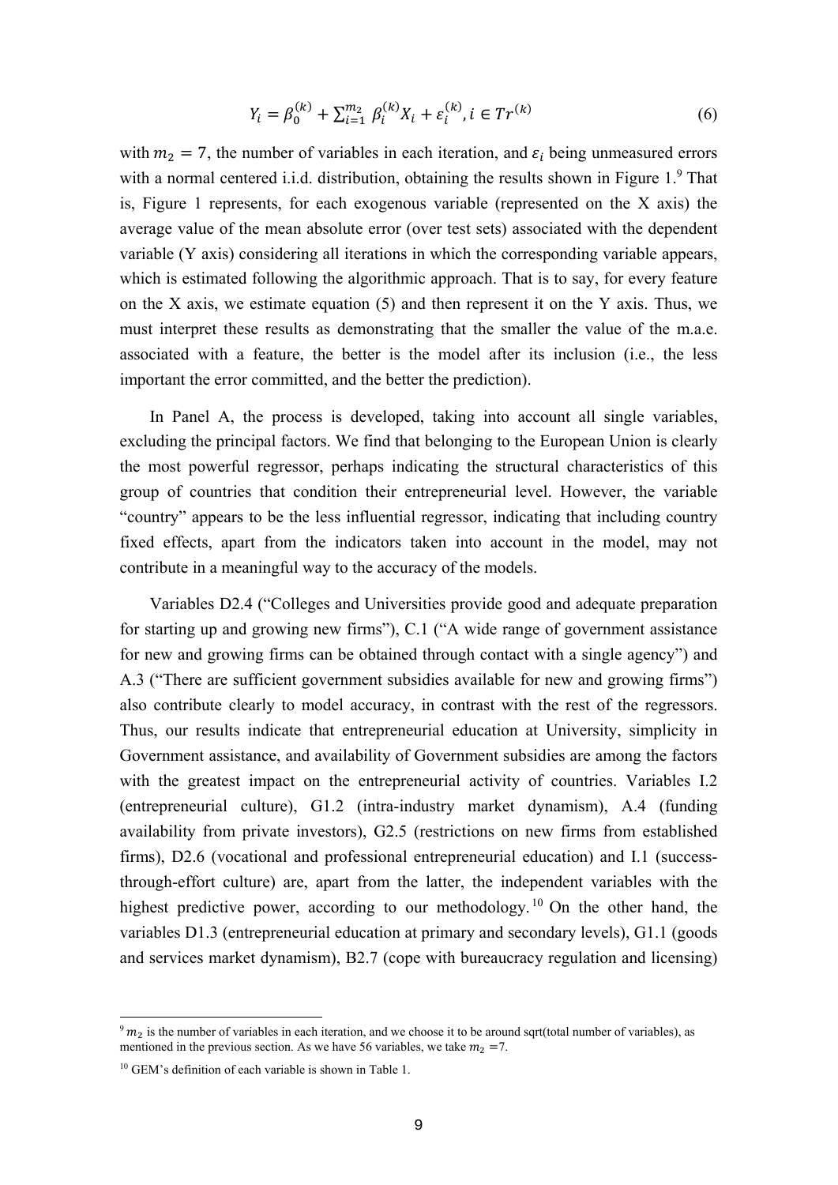$$Y_i = \beta_0^{(k)} + \sum_{i=1}^{m_2} \beta_i^{(k)} X_i + \varepsilon_i^{(k)}, i \in Tr^{(k)} \tag{6}$$

with $m_2 = 7$, the number of variables in each iteration, and $\varepsilon_i$ being unmeasured errors with a normal centered i.i.d. distribution, obtaining the results shown in Figure 1.[9] That is, Figure 1 represents, for each exogenous variable (represented on the X axis) the average value of the mean absolute error (over test sets) associated with the dependent variable (Y axis) considering all iterations in which the corresponding variable appears, which is estimated following the algorithmic approach. That is to say, for every feature on the X axis, we estimate equation (5) and then represent it on the Y axis. Thus, we must interpret these results as demonstrating that the smaller the value of the m.a.e. associated with a feature, the better is the model after its inclusion (i.e., the less important the error committed, and the better the prediction).

In Panel A, the process is developed, taking into account all single variables, excluding the principal factors. We find that belonging to the European Union is clearly the most powerful regressor, perhaps indicating the structural characteristics of this group of countries that condition their entrepreneurial level. However, the variable "country" appears to be the less influential regressor, indicating that including country fixed effects, apart from the indicators taken into account in the model, may not contribute in a meaningful way to the accuracy of the models.

Variables D2.4 ("Colleges and Universities provide good and adequate preparation for starting up and growing new firms"), C.1 ("A wide range of government assistance for new and growing firms can be obtained through contact with a single agency") and A.3 ("There are sufficient government subsidies available for new and growing firms") also contribute clearly to model accuracy, in contrast with the rest of the regressors. Thus, our results indicate that entrepreneurial education at University, simplicity in Government assistance, and availability of Government subsidies are among the factors with the greatest impact on the entrepreneurial activity of countries. Variables I.2 (entrepreneurial culture), G1.2 (intra-industry market dynamism), A.4 (funding availability from private investors), G2.5 (restrictions on new firms from established firms), D2.6 (vocational and professional entrepreneurial education) and I.1 (success-through-effort culture) are, apart from the latter, the independent variables with the highest predictive power, according to our methodology.[10] On the other hand, the variables D1.3 (entrepreneurial education at primary and secondary levels), G1.1 (goods and services market dynamism), B2.7 (cope with bureaucracy regulation and licensing)

---

[9] $m_2$ is the number of variables in each iteration, and we choose it to be around sqrt(total number of variables), as mentioned in the previous section. As we have 56 variables, we take $m_2$ =7.

[10] GEM's definition of each variable is shown in Table 1.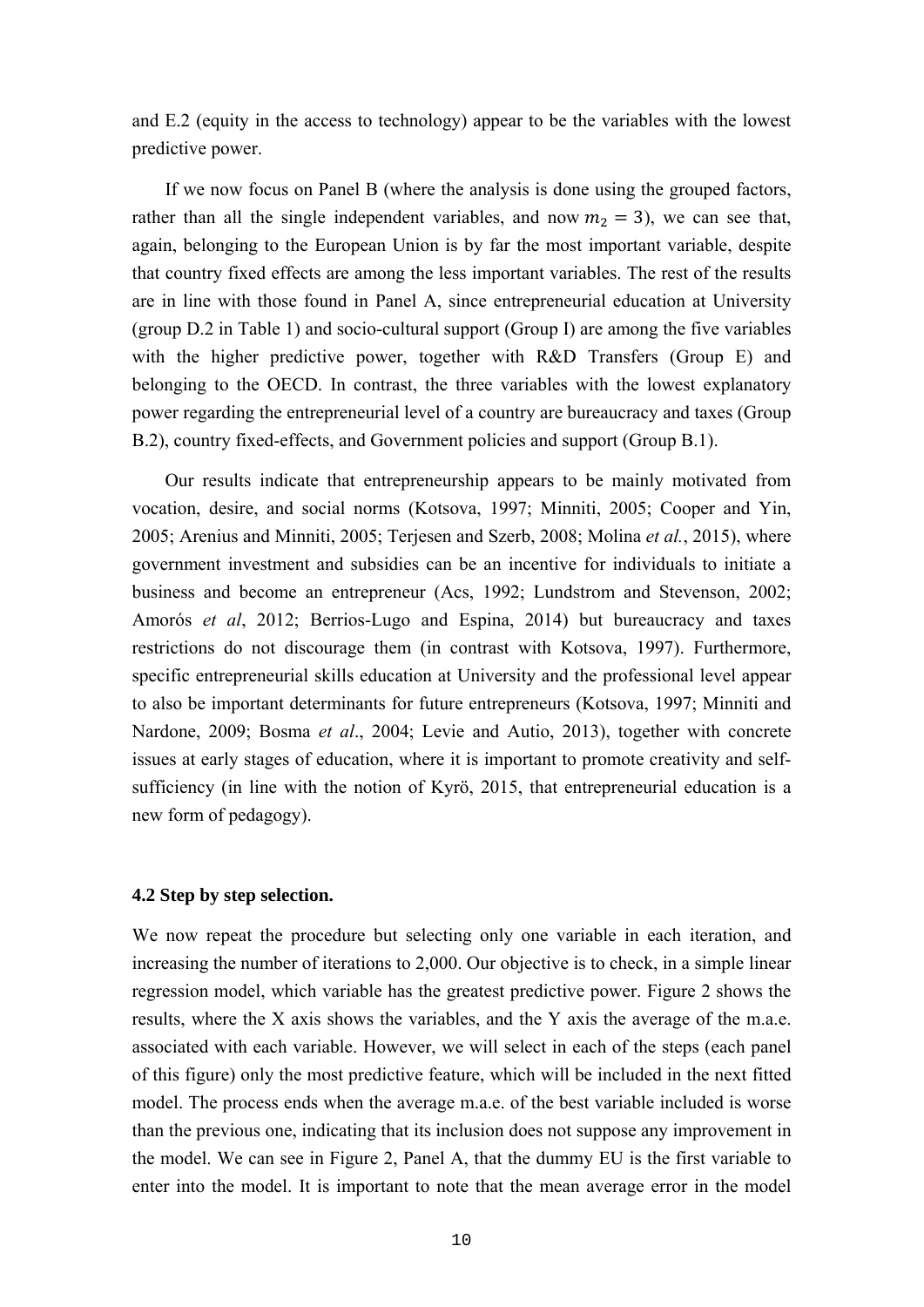and E.2 (equity in the access to technology) appear to be the variables with the lowest predictive power.

If we now focus on Panel B (where the analysis is done using the grouped factors, rather than all the single independent variables, and now $m_2 = 3$), we can see that, again, belonging to the European Union is by far the most important variable, despite that country fixed effects are among the less important variables. The rest of the results are in line with those found in Panel A, since entrepreneurial education at University (group D.2 in Table 1) and socio-cultural support (Group I) are among the five variables with the higher predictive power, together with R&D Transfers (Group E) and belonging to the OECD. In contrast, the three variables with the lowest explanatory power regarding the entrepreneurial level of a country are bureaucracy and taxes (Group B.2), country fixed-effects, and Government policies and support (Group B.1).

Our results indicate that entrepreneurship appears to be mainly motivated from vocation, desire, and social norms (Kotsova, 1997; Minniti, 2005; Cooper and Yin, 2005; Arenius and Minniti, 2005; Terjesen and Szerb, 2008; Molina *et al.*, 2015), where government investment and subsidies can be an incentive for individuals to initiate a business and become an entrepreneur (Acs, 1992; Lundstrom and Stevenson, 2002; Amorós *et al*, 2012; Berrios-Lugo and Espina, 2014) but bureaucracy and taxes restrictions do not discourage them (in contrast with Kotsova, 1997). Furthermore, specific entrepreneurial skills education at University and the professional level appear to also be important determinants for future entrepreneurs (Kotsova, 1997; Minniti and Nardone, 2009; Bosma *et al*., 2004; Levie and Autio, 2013), together with concrete issues at early stages of education, where it is important to promote creativity and self-sufficiency (in line with the notion of Kyrö, 2015, that entrepreneurial education is a new form of pedagogy).

### 4.2 Step by step selection.

We now repeat the procedure but selecting only one variable in each iteration, and increasing the number of iterations to 2,000. Our objective is to check, in a simple linear regression model, which variable has the greatest predictive power. Figure 2 shows the results, where the X axis shows the variables, and the Y axis the average of the m.a.e. associated with each variable. However, we will select in each of the steps (each panel of this figure) only the most predictive feature, which will be included in the next fitted model. The process ends when the average m.a.e. of the best variable included is worse than the previous one, indicating that its inclusion does not suppose any improvement in the model. We can see in Figure 2, Panel A, that the dummy EU is the first variable to enter into the model. It is important to note that the mean average error in the model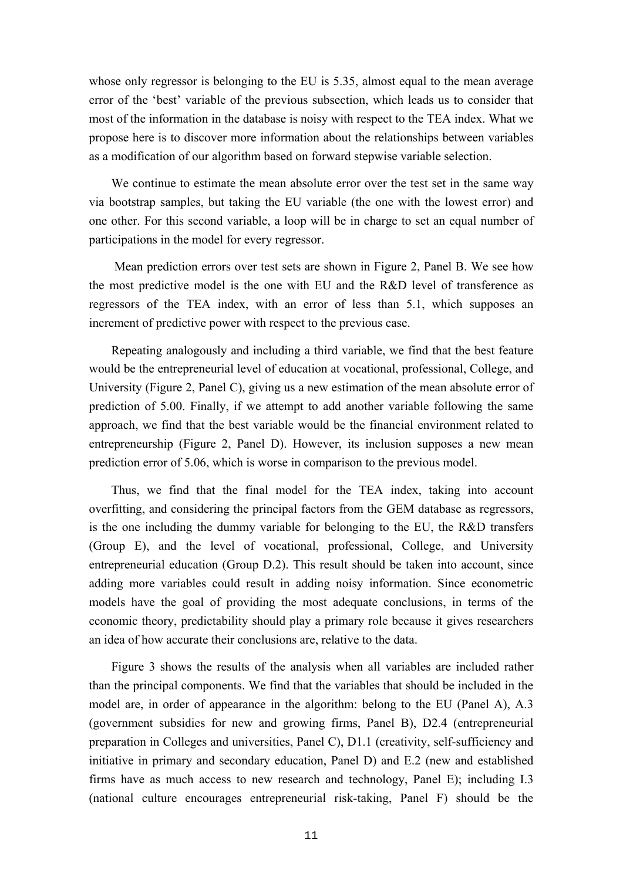whose only regressor is belonging to the EU is 5.35, almost equal to the mean average error of the 'best' variable of the previous subsection, which leads us to consider that most of the information in the database is noisy with respect to the TEA index. What we propose here is to discover more information about the relationships between variables as a modification of our algorithm based on forward stepwise variable selection.

We continue to estimate the mean absolute error over the test set in the same way via bootstrap samples, but taking the EU variable (the one with the lowest error) and one other. For this second variable, a loop will be in charge to set an equal number of participations in the model for every regressor.

Mean prediction errors over test sets are shown in Figure 2, Panel B. We see how the most predictive model is the one with EU and the R&D level of transference as regressors of the TEA index, with an error of less than 5.1, which supposes an increment of predictive power with respect to the previous case.

Repeating analogously and including a third variable, we find that the best feature would be the entrepreneurial level of education at vocational, professional, College, and University (Figure 2, Panel C), giving us a new estimation of the mean absolute error of prediction of 5.00. Finally, if we attempt to add another variable following the same approach, we find that the best variable would be the financial environment related to entrepreneurship (Figure 2, Panel D). However, its inclusion supposes a new mean prediction error of 5.06, which is worse in comparison to the previous model.

Thus, we find that the final model for the TEA index, taking into account overfitting, and considering the principal factors from the GEM database as regressors, is the one including the dummy variable for belonging to the EU, the R&D transfers (Group E), and the level of vocational, professional, College, and University entrepreneurial education (Group D.2). This result should be taken into account, since adding more variables could result in adding noisy information. Since econometric models have the goal of providing the most adequate conclusions, in terms of the economic theory, predictability should play a primary role because it gives researchers an idea of how accurate their conclusions are, relative to the data.

Figure 3 shows the results of the analysis when all variables are included rather than the principal components. We find that the variables that should be included in the model are, in order of appearance in the algorithm: belong to the EU (Panel A), A.3 (government subsidies for new and growing firms, Panel B), D2.4 (entrepreneurial preparation in Colleges and universities, Panel C), D1.1 (creativity, self-sufficiency and initiative in primary and secondary education, Panel D) and E.2 (new and established firms have as much access to new research and technology, Panel E); including I.3 (national culture encourages entrepreneurial risk-taking, Panel F) should be the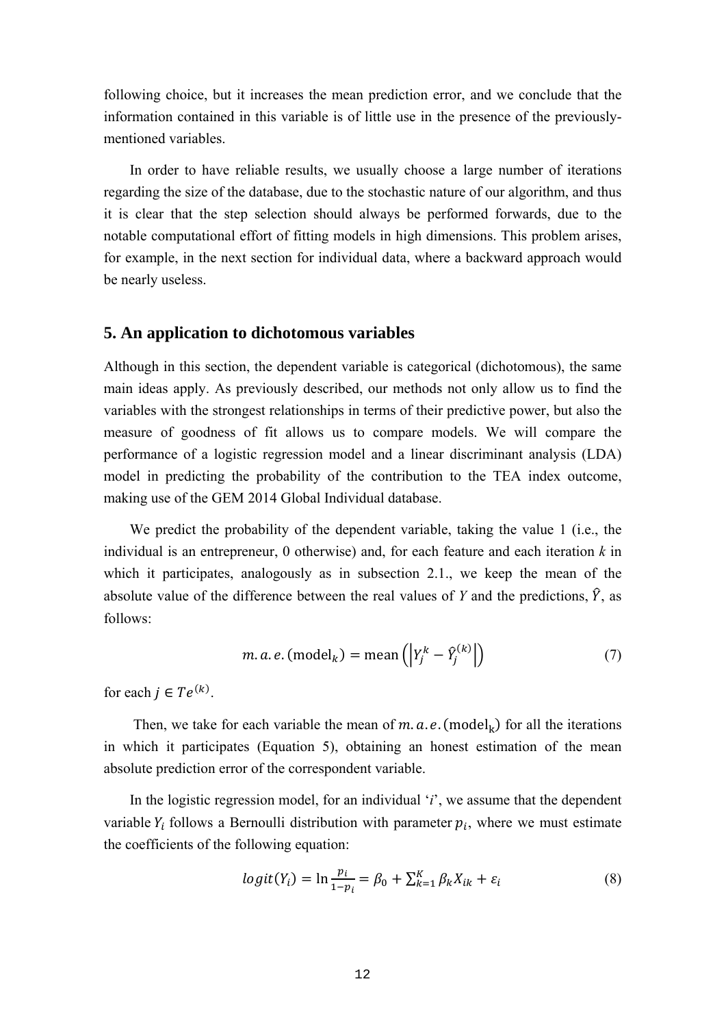following choice, but it increases the mean prediction error, and we conclude that the information contained in this variable is of little use in the presence of the previously-mentioned variables.

In order to have reliable results, we usually choose a large number of iterations regarding the size of the database, due to the stochastic nature of our algorithm, and thus it is clear that the step selection should always be performed forwards, due to the notable computational effort of fitting models in high dimensions. This problem arises, for example, in the next section for individual data, where a backward approach would be nearly useless.

## 5. An application to dichotomous variables

Although in this section, the dependent variable is categorical (dichotomous), the same main ideas apply. As previously described, our methods not only allow us to find the variables with the strongest relationships in terms of their predictive power, but also the measure of goodness of fit allows us to compare models. We will compare the performance of a logistic regression model and a linear discriminant analysis (LDA) model in predicting the probability of the contribution to the TEA index outcome, making use of the GEM 2014 Global Individual database.

We predict the probability of the dependent variable, taking the value 1 (i.e., the individual is an entrepreneur, 0 otherwise) and, for each feature and each iteration *k* in which it participates, analogously as in subsection 2.1., we keep the mean of the absolute value of the difference between the real values of *Y* and the predictions, $\hat{Y}$, as follows:

$$m.a.e.(\text{model}_k) = \text{mean}\left(\left|Y_j^k - \hat{Y}_j^{(k)}\right|\right) \tag{7}$$

for each $j \in Te^{(k)}$.

Then, we take for each variable the mean of $m.a.e.(\text{model}_\text{k})$ for all the iterations in which it participates (Equation 5), obtaining an honest estimation of the mean absolute prediction error of the correspondent variable.

In the logistic regression model, for an individual '$i$', we assume that the dependent variable $Y_i$ follows a Bernoulli distribution with parameter $p_i$, where we must estimate the coefficients of the following equation:

$$logit(Y_i) = \ln\frac{p_i}{1-p_i} = \beta_0 + \sum_{k=1}^{K}\beta_k X_{ik} + \varepsilon_i \tag{8}$$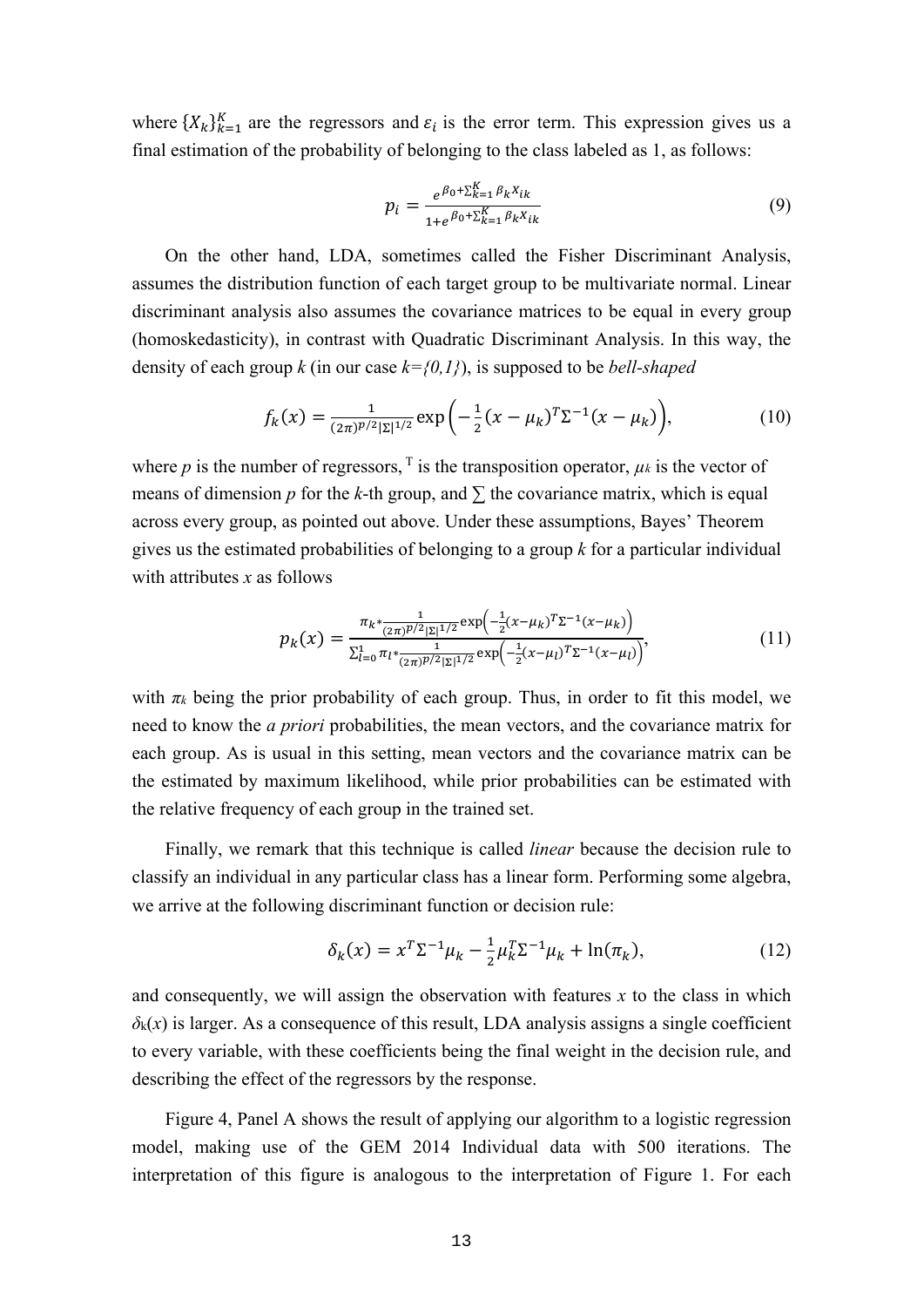where $\{X_k\}_{k=1}^{K}$ are the regressors and $\varepsilon_i$ is the error term. This expression gives us a final estimation of the probability of belonging to the class labeled as 1, as follows:

$$p_i = \frac{e^{\beta_0 + \sum_{k=1}^{K} \beta_k x_{ik}}}{1 + e^{\beta_0 + \sum_{k=1}^{K} \beta_k x_{ik}}} \tag{9}$$

On the other hand, LDA, sometimes called the Fisher Discriminant Analysis, assumes the distribution function of each target group to be multivariate normal. Linear discriminant analysis also assumes the covariance matrices to be equal in every group (homoskedasticity), in contrast with Quadratic Discriminant Analysis. In this way, the density of each group $k$ (in our case $k=\{0,1\}$), is supposed to be *bell-shaped*

$$f_k(x) = \frac{1}{(2\pi)^{p/2}|\Sigma|^{1/2}} \exp\left(-\frac{1}{2}(x-\mu_k)^T \Sigma^{-1}(x-\mu_k)\right), \tag{10}$$

where $p$ is the number of regressors, $^T$ is the transposition operator, $\mu_k$ is the vector of means of dimension $p$ for the $k$-th group, and $\sum$ the covariance matrix, which is equal across every group, as pointed out above. Under these assumptions, Bayes' Theorem gives us the estimated probabilities of belonging to a group $k$ for a particular individual with attributes $x$ as follows

$$p_k(x) = \frac{\pi_k * \frac{1}{(2\pi)^{p/2}|\Sigma|^{1/2}} \exp\left(-\frac{1}{2}(x-\mu_k)^T \Sigma^{-1}(x-\mu_k)\right)}{\sum_{l=0}^{1} \pi_l * \frac{1}{(2\pi)^{p/2}|\Sigma|^{1/2}} \exp\left(-\frac{1}{2}(x-\mu_l)^T \Sigma^{-1}(x-\mu_l)\right)}, \tag{11}$$

with $\pi_k$ being the prior probability of each group. Thus, in order to fit this model, we need to know the *a priori* probabilities, the mean vectors, and the covariance matrix for each group. As is usual in this setting, mean vectors and the covariance matrix can be the estimated by maximum likelihood, while prior probabilities can be estimated with the relative frequency of each group in the trained set.

Finally, we remark that this technique is called *linear* because the decision rule to classify an individual in any particular class has a linear form. Performing some algebra, we arrive at the following discriminant function or decision rule:

$$\delta_k(x) = x^T \Sigma^{-1} \mu_k - \frac{1}{2}\mu_k^T \Sigma^{-1} \mu_k + \ln(\pi_k), \tag{12}$$

and consequently, we will assign the observation with features $x$ to the class in which $\delta_k(x)$ is larger. As a consequence of this result, LDA analysis assigns a single coefficient to every variable, with these coefficients being the final weight in the decision rule, and describing the effect of the regressors by the response.

Figure 4, Panel A shows the result of applying our algorithm to a logistic regression model, making use of the GEM 2014 Individual data with 500 iterations. The interpretation of this figure is analogous to the interpretation of Figure 1. For each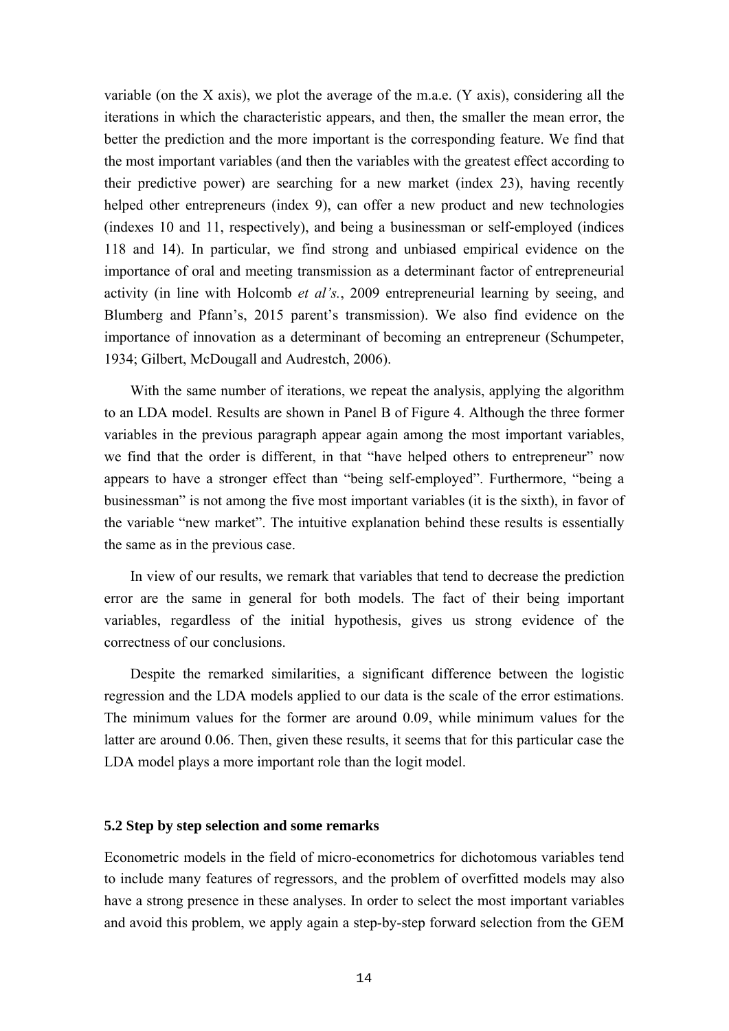variable (on the X axis), we plot the average of the m.a.e. (Y axis), considering all the iterations in which the characteristic appears, and then, the smaller the mean error, the better the prediction and the more important is the corresponding feature. We find that the most important variables (and then the variables with the greatest effect according to their predictive power) are searching for a new market (index 23), having recently helped other entrepreneurs (index 9), can offer a new product and new technologies (indexes 10 and 11, respectively), and being a businessman or self-employed (indices 118 and 14). In particular, we find strong and unbiased empirical evidence on the importance of oral and meeting transmission as a determinant factor of entrepreneurial activity (in line with Holcomb *et al's.*, 2009 entrepreneurial learning by seeing, and Blumberg and Pfann's, 2015 parent's transmission). We also find evidence on the importance of innovation as a determinant of becoming an entrepreneur (Schumpeter, 1934; Gilbert, McDougall and Audrestch, 2006).

With the same number of iterations, we repeat the analysis, applying the algorithm to an LDA model. Results are shown in Panel B of Figure 4. Although the three former variables in the previous paragraph appear again among the most important variables, we find that the order is different, in that "have helped others to entrepreneur" now appears to have a stronger effect than "being self-employed". Furthermore, "being a businessman" is not among the five most important variables (it is the sixth), in favor of the variable "new market". The intuitive explanation behind these results is essentially the same as in the previous case.

In view of our results, we remark that variables that tend to decrease the prediction error are the same in general for both models. The fact of their being important variables, regardless of the initial hypothesis, gives us strong evidence of the correctness of our conclusions.

Despite the remarked similarities, a significant difference between the logistic regression and the LDA models applied to our data is the scale of the error estimations. The minimum values for the former are around 0.09, while minimum values for the latter are around 0.06. Then, given these results, it seems that for this particular case the LDA model plays a more important role than the logit model.

### 5.2 Step by step selection and some remarks

Econometric models in the field of micro-econometrics for dichotomous variables tend to include many features of regressors, and the problem of overfitted models may also have a strong presence in these analyses. In order to select the most important variables and avoid this problem, we apply again a step-by-step forward selection from the GEM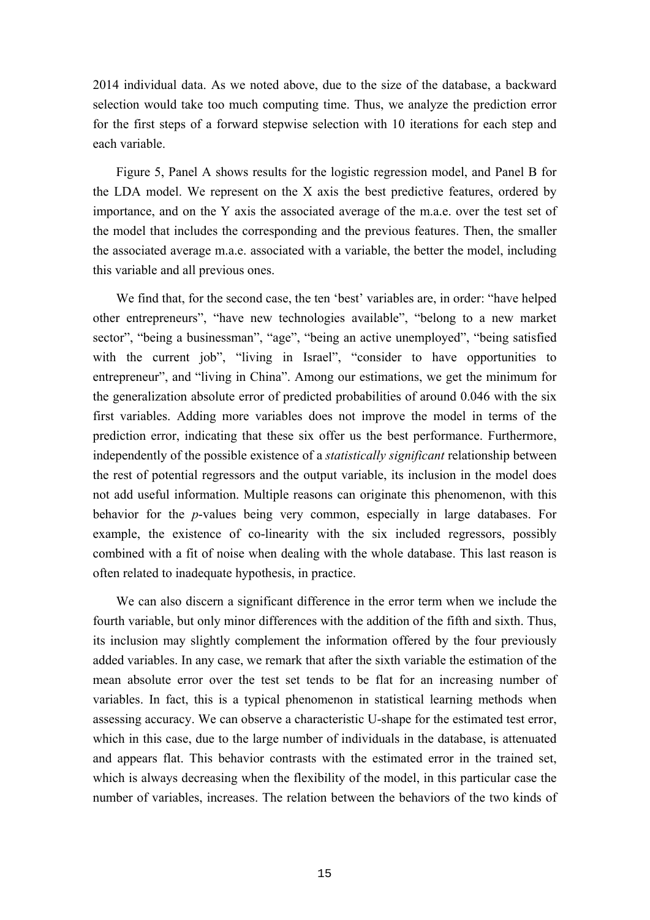2014 individual data. As we noted above, due to the size of the database, a backward selection would take too much computing time. Thus, we analyze the prediction error for the first steps of a forward stepwise selection with 10 iterations for each step and each variable.

Figure 5, Panel A shows results for the logistic regression model, and Panel B for the LDA model. We represent on the X axis the best predictive features, ordered by importance, and on the Y axis the associated average of the m.a.e. over the test set of the model that includes the corresponding and the previous features. Then, the smaller the associated average m.a.e. associated with a variable, the better the model, including this variable and all previous ones.

We find that, for the second case, the ten 'best' variables are, in order: "have helped other entrepreneurs", "have new technologies available", "belong to a new market sector", "being a businessman", "age", "being an active unemployed", "being satisfied with the current job", "living in Israel", "consider to have opportunities to entrepreneur", and "living in China". Among our estimations, we get the minimum for the generalization absolute error of predicted probabilities of around 0.046 with the six first variables. Adding more variables does not improve the model in terms of the prediction error, indicating that these six offer us the best performance. Furthermore, independently of the possible existence of a *statistically significant* relationship between the rest of potential regressors and the output variable, its inclusion in the model does not add useful information. Multiple reasons can originate this phenomenon, with this behavior for the *p*-values being very common, especially in large databases. For example, the existence of co-linearity with the six included regressors, possibly combined with a fit of noise when dealing with the whole database. This last reason is often related to inadequate hypothesis, in practice.

We can also discern a significant difference in the error term when we include the fourth variable, but only minor differences with the addition of the fifth and sixth. Thus, its inclusion may slightly complement the information offered by the four previously added variables. In any case, we remark that after the sixth variable the estimation of the mean absolute error over the test set tends to be flat for an increasing number of variables. In fact, this is a typical phenomenon in statistical learning methods when assessing accuracy. We can observe a characteristic U-shape for the estimated test error, which in this case, due to the large number of individuals in the database, is attenuated and appears flat. This behavior contrasts with the estimated error in the trained set, which is always decreasing when the flexibility of the model, in this particular case the number of variables, increases. The relation between the behaviors of the two kinds of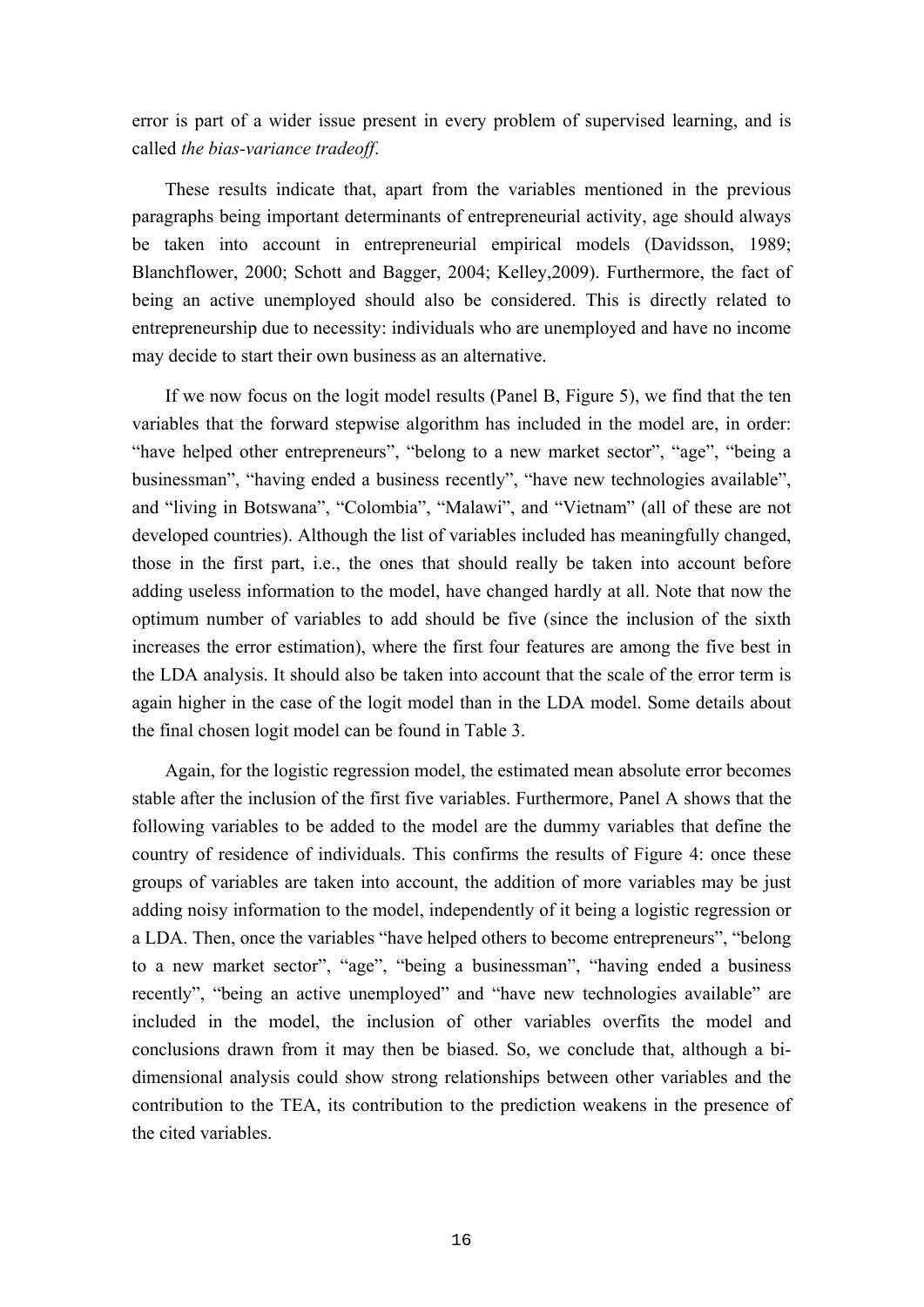error is part of a wider issue present in every problem of supervised learning, and is called *the bias-variance tradeoff*.

These results indicate that, apart from the variables mentioned in the previous paragraphs being important determinants of entrepreneurial activity, age should always be taken into account in entrepreneurial empirical models (Davidsson, 1989; Blanchflower, 2000; Schott and Bagger, 2004; Kelley,2009). Furthermore, the fact of being an active unemployed should also be considered. This is directly related to entrepreneurship due to necessity: individuals who are unemployed and have no income may decide to start their own business as an alternative.

If we now focus on the logit model results (Panel B, Figure 5), we find that the ten variables that the forward stepwise algorithm has included in the model are, in order: "have helped other entrepreneurs", "belong to a new market sector", "age", "being a businessman", "having ended a business recently", "have new technologies available", and "living in Botswana", "Colombia", "Malawi", and "Vietnam" (all of these are not developed countries). Although the list of variables included has meaningfully changed, those in the first part, i.e., the ones that should really be taken into account before adding useless information to the model, have changed hardly at all. Note that now the optimum number of variables to add should be five (since the inclusion of the sixth increases the error estimation), where the first four features are among the five best in the LDA analysis. It should also be taken into account that the scale of the error term is again higher in the case of the logit model than in the LDA model. Some details about the final chosen logit model can be found in Table 3.

Again, for the logistic regression model, the estimated mean absolute error becomes stable after the inclusion of the first five variables. Furthermore, Panel A shows that the following variables to be added to the model are the dummy variables that define the country of residence of individuals. This confirms the results of Figure 4: once these groups of variables are taken into account, the addition of more variables may be just adding noisy information to the model, independently of it being a logistic regression or a LDA. Then, once the variables "have helped others to become entrepreneurs", "belong to a new market sector", "age", "being a businessman", "having ended a business recently", "being an active unemployed" and "have new technologies available" are included in the model, the inclusion of other variables overfits the model and conclusions drawn from it may then be biased. So, we conclude that, although a bi-dimensional analysis could show strong relationships between other variables and the contribution to the TEA, its contribution to the prediction weakens in the presence of the cited variables.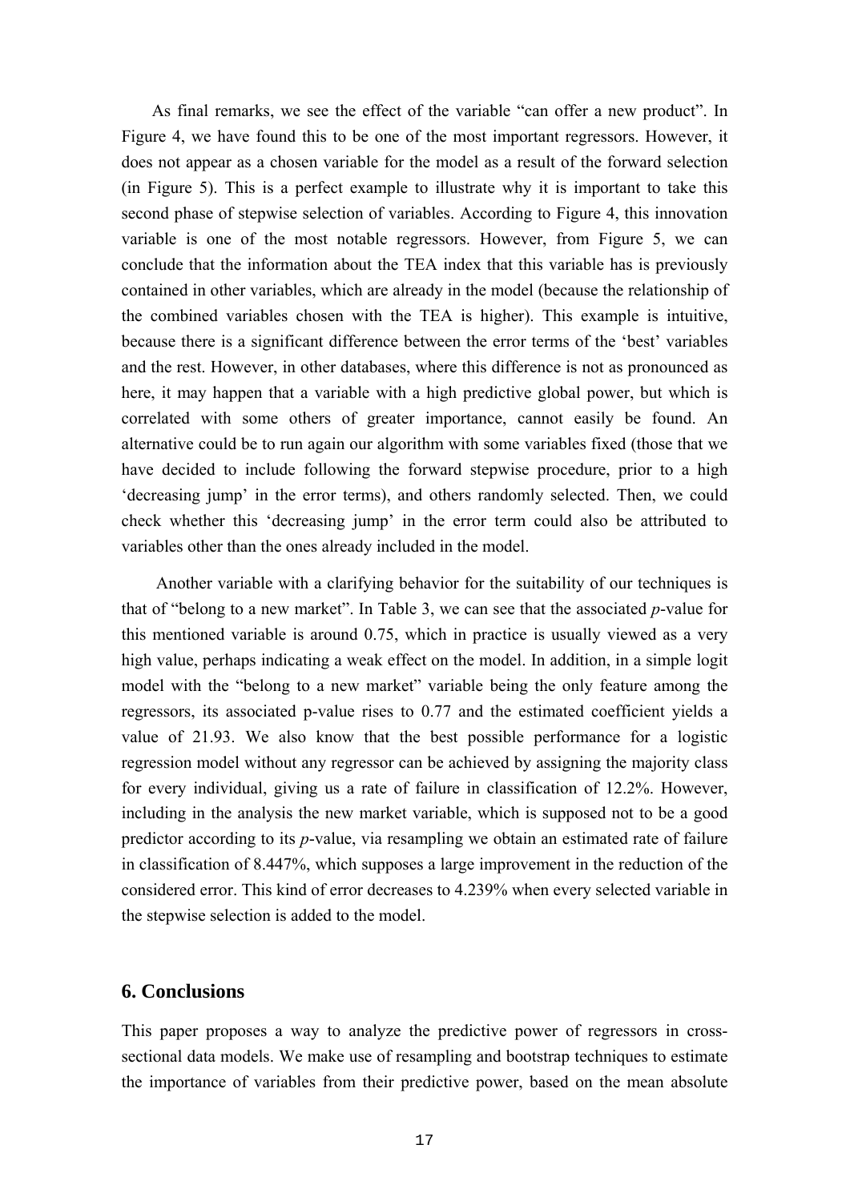As final remarks, we see the effect of the variable "can offer a new product". In Figure 4, we have found this to be one of the most important regressors. However, it does not appear as a chosen variable for the model as a result of the forward selection (in Figure 5). This is a perfect example to illustrate why it is important to take this second phase of stepwise selection of variables. According to Figure 4, this innovation variable is one of the most notable regressors. However, from Figure 5, we can conclude that the information about the TEA index that this variable has is previously contained in other variables, which are already in the model (because the relationship of the combined variables chosen with the TEA is higher). This example is intuitive, because there is a significant difference between the error terms of the 'best' variables and the rest. However, in other databases, where this difference is not as pronounced as here, it may happen that a variable with a high predictive global power, but which is correlated with some others of greater importance, cannot easily be found. An alternative could be to run again our algorithm with some variables fixed (those that we have decided to include following the forward stepwise procedure, prior to a high 'decreasing jump' in the error terms), and others randomly selected. Then, we could check whether this 'decreasing jump' in the error term could also be attributed to variables other than the ones already included in the model.

Another variable with a clarifying behavior for the suitability of our techniques is that of "belong to a new market". In Table 3, we can see that the associated *p*-value for this mentioned variable is around 0.75, which in practice is usually viewed as a very high value, perhaps indicating a weak effect on the model. In addition, in a simple logit model with the "belong to a new market" variable being the only feature among the regressors, its associated p-value rises to 0.77 and the estimated coefficient yields a value of 21.93. We also know that the best possible performance for a logistic regression model without any regressor can be achieved by assigning the majority class for every individual, giving us a rate of failure in classification of 12.2%. However, including in the analysis the new market variable, which is supposed not to be a good predictor according to its *p*-value, via resampling we obtain an estimated rate of failure in classification of 8.447%, which supposes a large improvement in the reduction of the considered error. This kind of error decreases to 4.239% when every selected variable in the stepwise selection is added to the model.

## 6. Conclusions

This paper proposes a way to analyze the predictive power of regressors in cross-sectional data models. We make use of resampling and bootstrap techniques to estimate the importance of variables from their predictive power, based on the mean absolute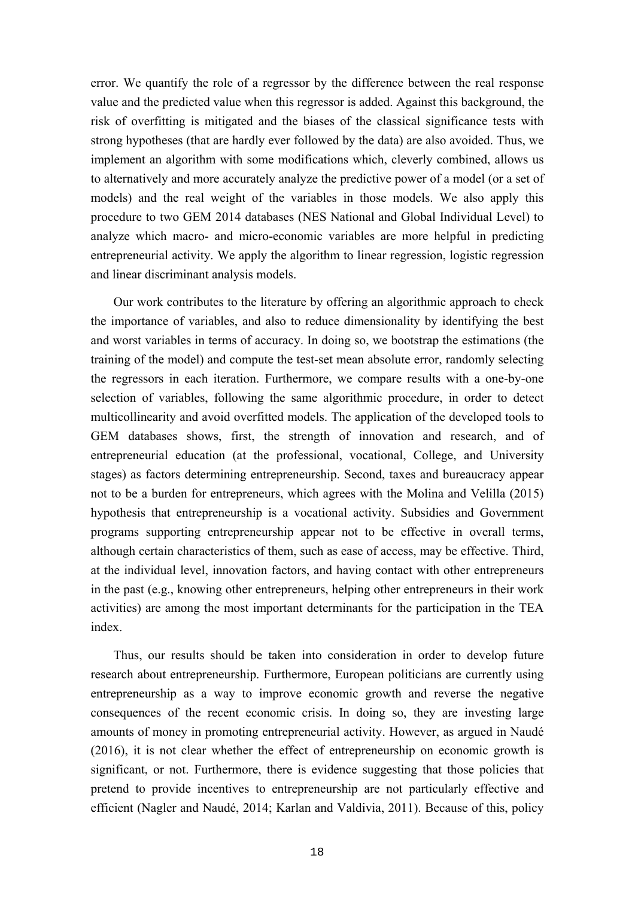error. We quantify the role of a regressor by the difference between the real response value and the predicted value when this regressor is added. Against this background, the risk of overfitting is mitigated and the biases of the classical significance tests with strong hypotheses (that are hardly ever followed by the data) are also avoided. Thus, we implement an algorithm with some modifications which, cleverly combined, allows us to alternatively and more accurately analyze the predictive power of a model (or a set of models) and the real weight of the variables in those models. We also apply this procedure to two GEM 2014 databases (NES National and Global Individual Level) to analyze which macro- and micro-economic variables are more helpful in predicting entrepreneurial activity. We apply the algorithm to linear regression, logistic regression and linear discriminant analysis models.

Our work contributes to the literature by offering an algorithmic approach to check the importance of variables, and also to reduce dimensionality by identifying the best and worst variables in terms of accuracy. In doing so, we bootstrap the estimations (the training of the model) and compute the test-set mean absolute error, randomly selecting the regressors in each iteration. Furthermore, we compare results with a one-by-one selection of variables, following the same algorithmic procedure, in order to detect multicollinearity and avoid overfitted models. The application of the developed tools to GEM databases shows, first, the strength of innovation and research, and of entrepreneurial education (at the professional, vocational, College, and University stages) as factors determining entrepreneurship. Second, taxes and bureaucracy appear not to be a burden for entrepreneurs, which agrees with the Molina and Velilla (2015) hypothesis that entrepreneurship is a vocational activity. Subsidies and Government programs supporting entrepreneurship appear not to be effective in overall terms, although certain characteristics of them, such as ease of access, may be effective. Third, at the individual level, innovation factors, and having contact with other entrepreneurs in the past (e.g., knowing other entrepreneurs, helping other entrepreneurs in their work activities) are among the most important determinants for the participation in the TEA index.

Thus, our results should be taken into consideration in order to develop future research about entrepreneurship. Furthermore, European politicians are currently using entrepreneurship as a way to improve economic growth and reverse the negative consequences of the recent economic crisis. In doing so, they are investing large amounts of money in promoting entrepreneurial activity. However, as argued in Naudé (2016), it is not clear whether the effect of entrepreneurship on economic growth is significant, or not. Furthermore, there is evidence suggesting that those policies that pretend to provide incentives to entrepreneurship are not particularly effective and efficient (Nagler and Naudé, 2014; Karlan and Valdivia, 2011). Because of this, policy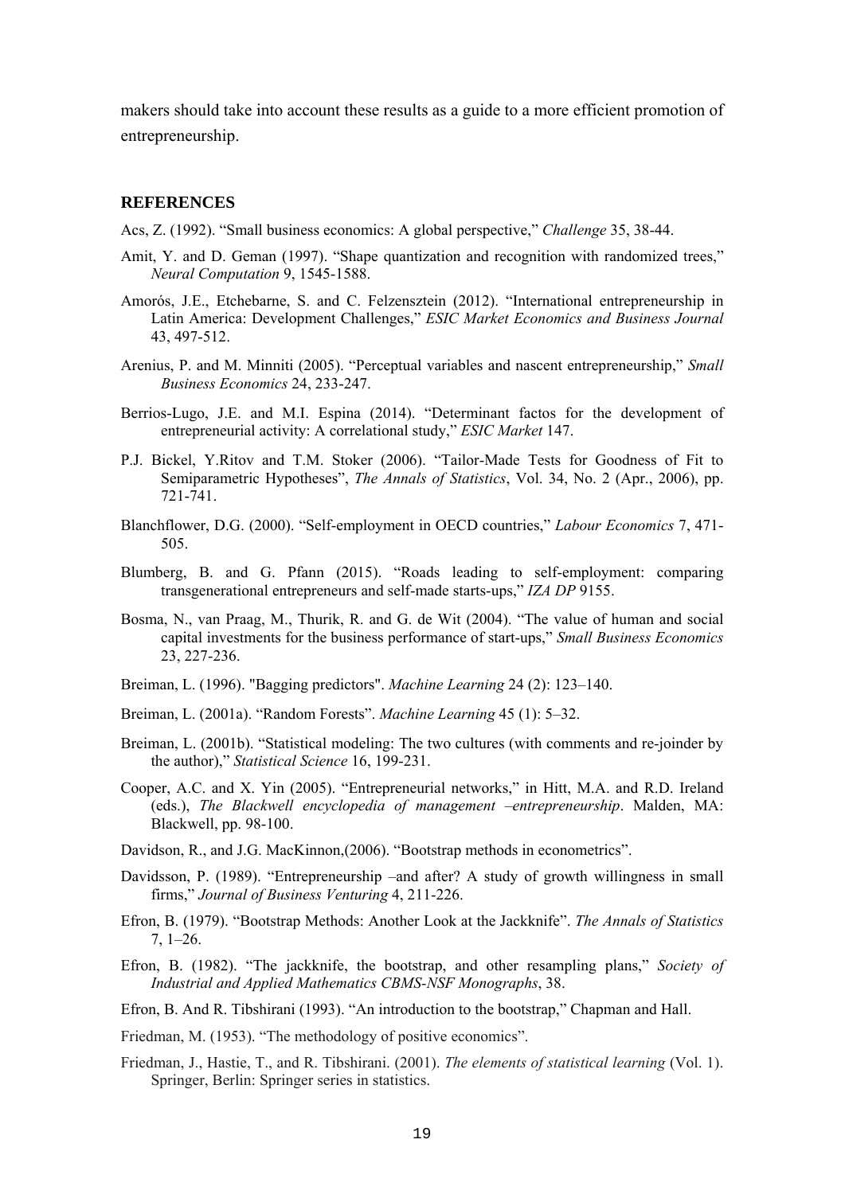makers should take into account these results as a guide to a more efficient promotion of entrepreneurship.

## REFERENCES

Acs, Z. (1992). "Small business economics: A global perspective," *Challenge* 35, 38-44.

Amit, Y. and D. Geman (1997). "Shape quantization and recognition with randomized trees," *Neural Computation* 9, 1545-1588.

Amorós, J.E., Etchebarne, S. and C. Felzensztein (2012). "International entrepreneurship in Latin America: Development Challenges," *ESIC Market Economics and Business Journal* 43, 497-512.

Arenius, P. and M. Minniti (2005). "Perceptual variables and nascent entrepreneurship," *Small Business Economics* 24, 233-247.

Berrios-Lugo, J.E. and M.I. Espina (2014). "Determinant factos for the development of entrepreneurial activity: A correlational study," *ESIC Market* 147.

P.J. Bickel, Y.Ritov and T.M. Stoker (2006). "Tailor-Made Tests for Goodness of Fit to Semiparametric Hypotheses", *The Annals of Statistics*, Vol. 34, No. 2 (Apr., 2006), pp. 721-741.

Blanchflower, D.G. (2000). "Self-employment in OECD countries," *Labour Economics* 7, 471-505.

Blumberg, B. and G. Pfann (2015). "Roads leading to self-employment: comparing transgenerational entrepreneurs and self-made starts-ups," *IZA DP* 9155.

Bosma, N., van Praag, M., Thurik, R. and G. de Wit (2004). "The value of human and social capital investments for the business performance of start-ups," *Small Business Economics* 23, 227-236.

Breiman, L. (1996). "Bagging predictors". *Machine Learning* 24 (2): 123–140.

Breiman, L. (2001a). "Random Forests". *Machine Learning* 45 (1): 5–32.

Breiman, L. (2001b). "Statistical modeling: The two cultures (with comments and re-joinder by the author)," *Statistical Science* 16, 199-231.

Cooper, A.C. and X. Yin (2005). "Entrepreneurial networks," in Hitt, M.A. and R.D. Ireland (eds.), *The Blackwell encyclopedia of management –entrepreneurship*. Malden, MA: Blackwell, pp. 98-100.

Davidson, R., and J.G. MacKinnon,(2006). "Bootstrap methods in econometrics".

Davidsson, P. (1989). "Entrepreneurship –and after? A study of growth willingness in small firms," *Journal of Business Venturing* 4, 211-226.

Efron, B. (1979). "Bootstrap Methods: Another Look at the Jackknife". *The Annals of Statistics* 7, 1–26.

Efron, B. (1982). "The jackknife, the bootstrap, and other resampling plans," *Society of Industrial and Applied Mathematics CBMS-NSF Monographs*, 38.

Efron, B. And R. Tibshirani (1993). "An introduction to the bootstrap," Chapman and Hall.

Friedman, M. (1953). "The methodology of positive economics".

Friedman, J., Hastie, T., and R. Tibshirani. (2001). *The elements of statistical learning* (Vol. 1). Springer, Berlin: Springer series in statistics.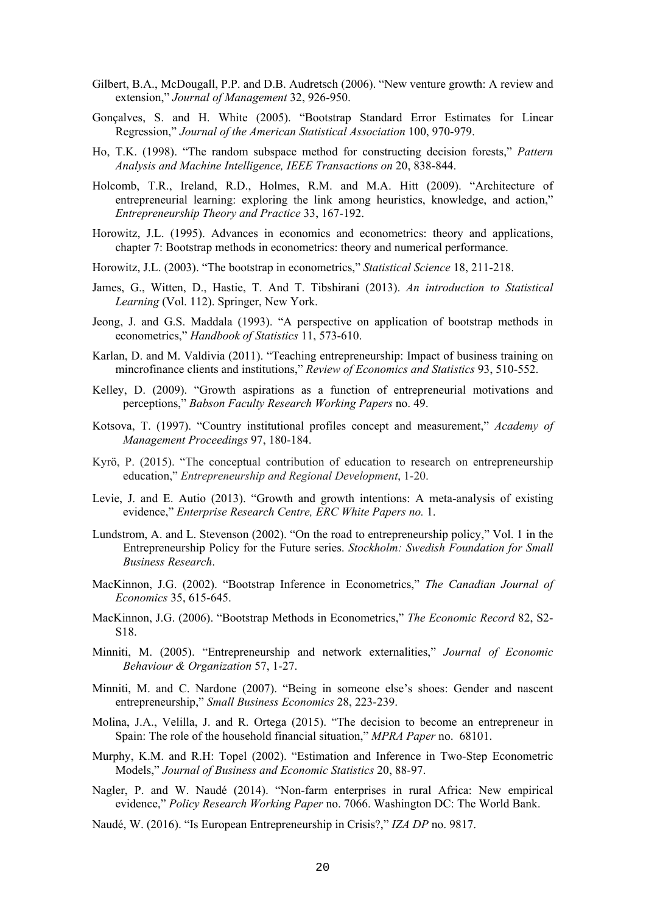Gilbert, B.A., McDougall, P.P. and D.B. Audretsch (2006). "New venture growth: A review and extension," *Journal of Management* 32, 926-950.

Gonçalves, S. and H. White (2005). "Bootstrap Standard Error Estimates for Linear Regression," *Journal of the American Statistical Association* 100, 970-979.

Ho, T.K. (1998). "The random subspace method for constructing decision forests," *Pattern Analysis and Machine Intelligence, IEEE Transactions on* 20, 838-844.

Holcomb, T.R., Ireland, R.D., Holmes, R.M. and M.A. Hitt (2009). "Architecture of entrepreneurial learning: exploring the link among heuristics, knowledge, and action," *Entrepreneurship Theory and Practice* 33, 167-192.

Horowitz, J.L. (1995). Advances in economics and econometrics: theory and applications, chapter 7: Bootstrap methods in econometrics: theory and numerical performance.

Horowitz, J.L. (2003). "The bootstrap in econometrics," *Statistical Science* 18, 211-218.

James, G., Witten, D., Hastie, T. And T. Tibshirani (2013). *An introduction to Statistical Learning* (Vol. 112). Springer, New York.

Jeong, J. and G.S. Maddala (1993). "A perspective on application of bootstrap methods in econometrics," *Handbook of Statistics* 11, 573-610.

Karlan, D. and M. Valdivia (2011). "Teaching entrepreneurship: Impact of business training on mincrofinance clients and institutions," *Review of Economics and Statistics* 93, 510-552.

Kelley, D. (2009). "Growth aspirations as a function of entrepreneurial motivations and perceptions," *Babson Faculty Research Working Papers* no. 49.

Kotsova, T. (1997). "Country institutional profiles concept and measurement," *Academy of Management Proceedings* 97, 180-184.

Kyrö, P. (2015). "The conceptual contribution of education to research on entrepreneurship education," *Entrepreneurship and Regional Development*, 1-20.

Levie, J. and E. Autio (2013). "Growth and growth intentions: A meta-analysis of existing evidence," *Enterprise Research Centre, ERC White Papers no.* 1.

Lundstrom, A. and L. Stevenson (2002). "On the road to entrepreneurship policy," Vol. 1 in the Entrepreneurship Policy for the Future series. *Stockholm: Swedish Foundation for Small Business Research*.

MacKinnon, J.G. (2002). "Bootstrap Inference in Econometrics," *The Canadian Journal of Economics* 35, 615-645.

MacKinnon, J.G. (2006). "Bootstrap Methods in Econometrics," *The Economic Record* 82, S2-S18.

Minniti, M. (2005). "Entrepreneurship and network externalities," *Journal of Economic Behaviour & Organization* 57, 1-27.

Minniti, M. and C. Nardone (2007). "Being in someone else's shoes: Gender and nascent entrepreneurship," *Small Business Economics* 28, 223-239.

Molina, J.A., Velilla, J. and R. Ortega (2015). "The decision to become an entrepreneur in Spain: The role of the household financial situation," *MPRA Paper* no. 68101.

Murphy, K.M. and R.H: Topel (2002). "Estimation and Inference in Two-Step Econometric Models," *Journal of Business and Economic Statistics* 20, 88-97.

Nagler, P. and W. Naudé (2014). "Non-farm enterprises in rural Africa: New empirical evidence," *Policy Research Working Paper* no. 7066. Washington DC: The World Bank.

Naudé, W. (2016). "Is European Entrepreneurship in Crisis?," *IZA DP* no. 9817.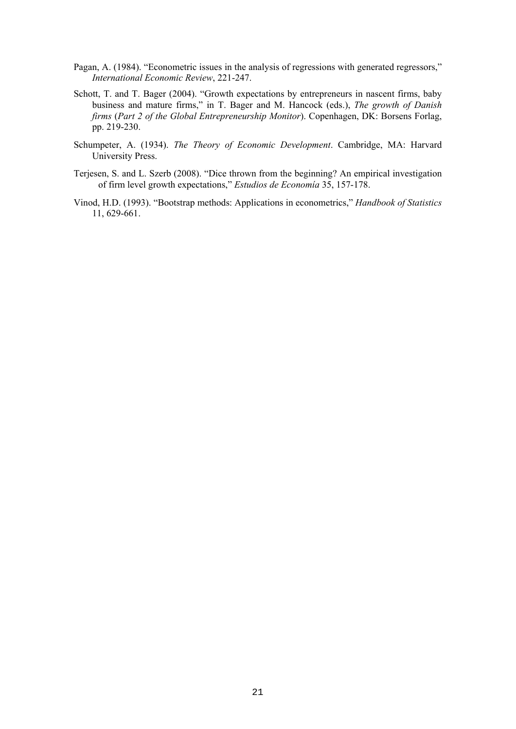Pagan, A. (1984). "Econometric issues in the analysis of regressions with generated regressors," *International Economic Review*, 221-247.

Schott, T. and T. Bager (2004). "Growth expectations by entrepreneurs in nascent firms, baby business and mature firms," in T. Bager and M. Hancock (eds.), *The growth of Danish firms* (*Part 2 of the Global Entrepreneurship Monitor*). Copenhagen, DK: Borsens Forlag, pp. 219-230.

Schumpeter, A. (1934). *The Theory of Economic Development*. Cambridge, MA: Harvard University Press.

Terjesen, S. and L. Szerb (2008). "Dice thrown from the beginning? An empirical investigation of firm level growth expectations," *Estudios de Economía* 35, 157-178.

Vinod, H.D. (1993). "Bootstrap methods: Applications in econometrics," *Handbook of Statistics* 11, 629-661.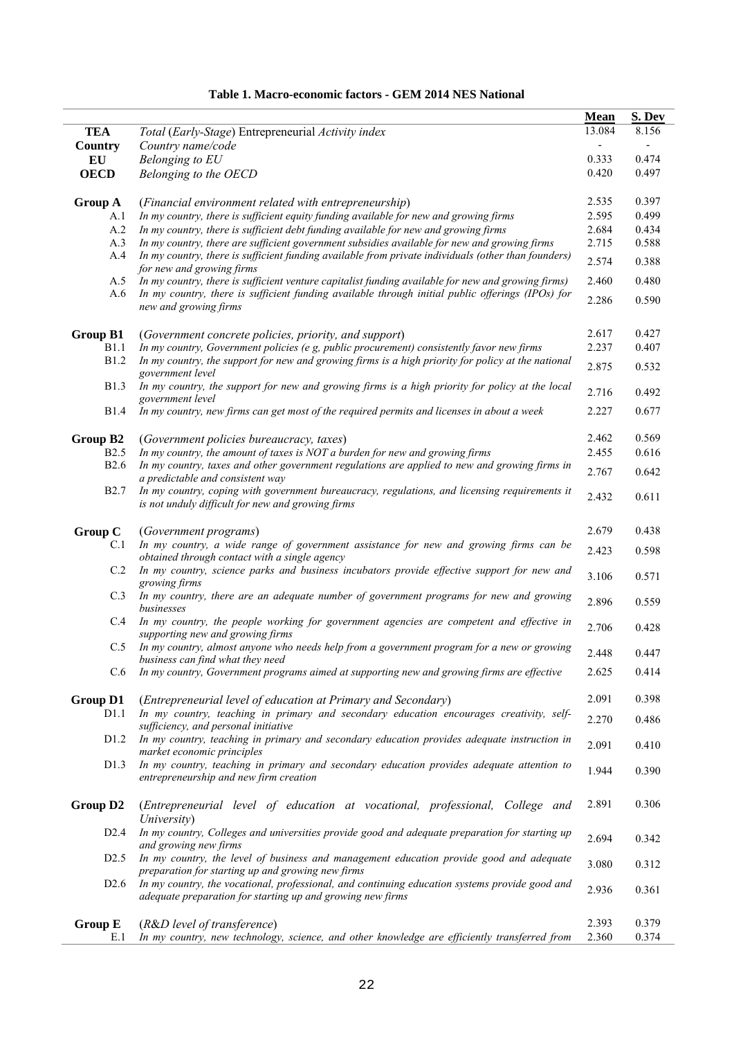**Table 1. Macro-economic factors - GEM 2014 NES National**

| | | Mean | S. Dev |
|---|---|---|---|
| **TEA** | Total (*Early-Stage*) Entrepreneurial *Activity index* | 13.084 | 8.156 |
| **Country** | *Country name/code* | - | - |
| **EU** | *Belonging to EU* | 0.333 | 0.474 |
| **OECD** | *Belonging to the OECD* | 0.420 | 0.497 |
| | | | |
| **Group A** | (*Financial environment related with entrepreneurship*) | 2.535 | 0.397 |
| A.1 | *In my country, there is sufficient equity funding available for new and growing firms* | 2.595 | 0.499 |
| A.2 | *In my country, there is sufficient debt funding available for new and growing firms* | 2.684 | 0.434 |
| A.3 | *In my country, there are sufficient government subsidies available for new and growing firms* | 2.715 | 0.588 |
| A.4 | *In my country, there is sufficient funding available from private individuals (other than founders) for new and growing firms* | 2.574 | 0.388 |
| A.5 | *In my country, there is sufficient venture capitalist funding available for new and growing firms)* | 2.460 | 0.480 |
| A.6 | *In my country, there is sufficient funding available through initial public offerings (IPOs) for new and growing firms* | 2.286 | 0.590 |
| | | | |
| **Group B1** | (*Government concrete policies, priority, and support*) | 2.617 | 0.427 |
| B1.1 | *In my country, Government policies (e g, public procurement) consistently favor new firms* | 2.237 | 0.407 |
| B1.2 | *In my country, the support for new and growing firms is a high priority for policy at the national government level* | 2.875 | 0.532 |
| B1.3 | *In my country, the support for new and growing firms is a high priority for policy at the local government level* | 2.716 | 0.492 |
| B1.4 | *In my country, new firms can get most of the required permits and licenses in about a week* | 2.227 | 0.677 |
| | | | |
| **Group B2** | (*Government policies bureaucracy, taxes*) | 2.462 | 0.569 |
| B2.5 | *In my country, the amount of taxes is NOT a burden for new and growing firms* | 2.455 | 0.616 |
| B2.6 | *In my country, taxes and other government regulations are applied to new and growing firms in a predictable and consistent way* | 2.767 | 0.642 |
| B2.7 | *In my country, coping with government bureaucracy, regulations, and licensing requirements it is not unduly difficult for new and growing firms* | 2.432 | 0.611 |
| | | | |
| **Group C** | (*Government programs*) | 2.679 | 0.438 |
| C.1 | *In my country, a wide range of government assistance for new and growing firms can be obtained through contact with a single agency* | 2.423 | 0.598 |
| C.2 | *In my country, science parks and business incubators provide effective support for new and growing firms* | 3.106 | 0.571 |
| C.3 | *In my country, there are an adequate number of government programs for new and growing businesses* | 2.896 | 0.559 |
| C.4 | *In my country, the people working for government agencies are competent and effective in supporting new and growing firms* | 2.706 | 0.428 |
| C.5 | *In my country, almost anyone who needs help from a government program for a new or growing business can find what they need* | 2.448 | 0.447 |
| C.6 | *In my country, Government programs aimed at supporting new and growing firms are effective* | 2.625 | 0.414 |
| | | | |
| **Group D1** | (*Entrepreneurial level of education at Primary and Secondary*) | 2.091 | 0.398 |
| D1.1 | *In my country, teaching in primary and secondary education encourages creativity, self-sufficiency, and personal initiative* | 2.270 | 0.486 |
| D1.2 | *In my country, teaching in primary and secondary education provides adequate instruction in market economic principles* | 2.091 | 0.410 |
| D1.3 | *In my country, teaching in primary and secondary education provides adequate attention to entrepreneurship and new firm creation* | 1.944 | 0.390 |
| | | | |
| **Group D2** | (*Entrepreneurial level of education at vocational, professional, College and University*) | 2.891 | 0.306 |
| D2.4 | *In my country, Colleges and universities provide good and adequate preparation for starting up and growing new firms* | 2.694 | 0.342 |
| D2.5 | *In my country, the level of business and management education provide good and adequate preparation for starting up and growing new firms* | 3.080 | 0.312 |
| D2.6 | *In my country, the vocational, professional, and continuing education systems provide good and adequate preparation for starting up and growing new firms* | 2.936 | 0.361 |
| | | | |
| **Group E** | (*R&D level of transference*) | 2.393 | 0.379 |
| E.1 | *In my country, new technology, science, and other knowledge are efficiently transferred from* | 2.360 | 0.374 |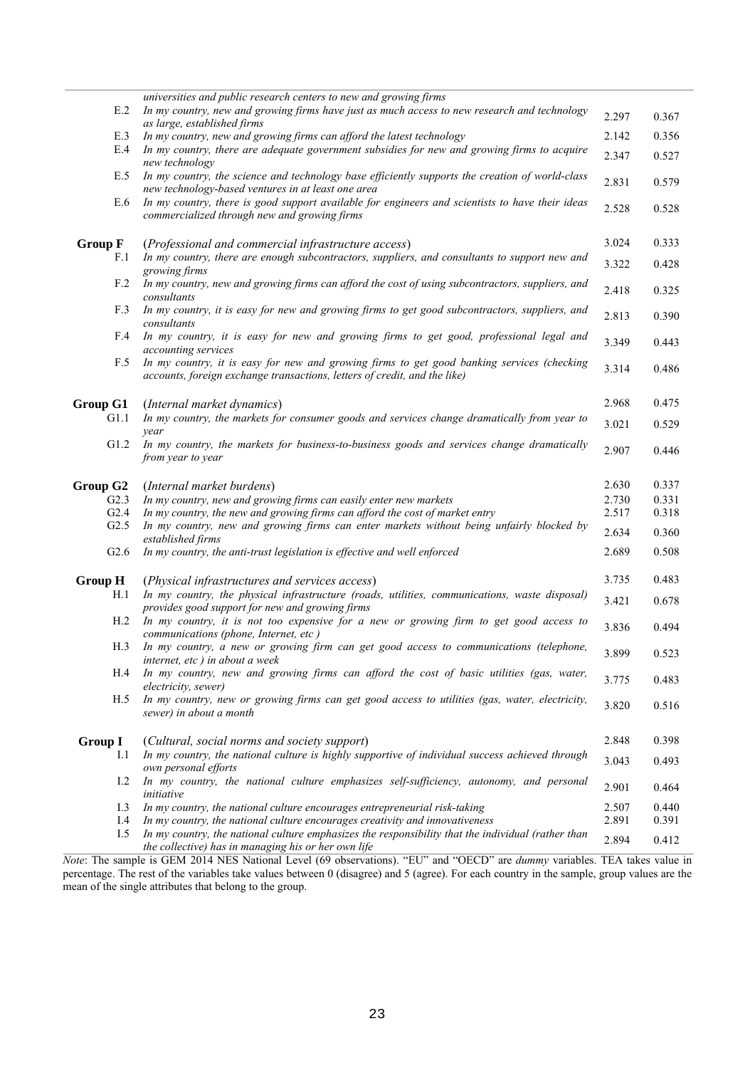|  |  |  |  |
|---|---|---|---|
|  | *universities and public research centers to new and growing firms* |  |  |
| E.2 | *In my country, new and growing firms have just as much access to new research and technology as large, established firms* | 2.297 | 0.367 |
| E.3 | *In my country, new and growing firms can afford the latest technology* | 2.142 | 0.356 |
| E.4 | *In my country, there are adequate government subsidies for new and growing firms to acquire new technology* | 2.347 | 0.527 |
| E.5 | *In my country, the science and technology base efficiently supports the creation of world-class new technology-based ventures in at least one area* | 2.831 | 0.579 |
| E.6 | *In my country, there is good support available for engineers and scientists to have their ideas commercialized through new and growing firms* | 2.528 | 0.528 |
| **Group F** | (*Professional and commercial infrastructure access*) | 3.024 | 0.333 |
| F.1 | *In my country, there are enough subcontractors, suppliers, and consultants to support new and growing firms* | 3.322 | 0.428 |
| F.2 | *In my country, new and growing firms can afford the cost of using subcontractors, suppliers, and consultants* | 2.418 | 0.325 |
| F.3 | *In my country, it is easy for new and growing firms to get good subcontractors, suppliers, and consultants* | 2.813 | 0.390 |
| F.4 | *In my country, it is easy for new and growing firms to get good, professional legal and accounting services* | 3.349 | 0.443 |
| F.5 | *In my country, it is easy for new and growing firms to get good banking services (checking accounts, foreign exchange transactions, letters of credit, and the like)* | 3.314 | 0.486 |
| **Group G1** | (*Internal market dynamics*) | 2.968 | 0.475 |
| G1.1 | *In my country, the markets for consumer goods and services change dramatically from year to year* | 3.021 | 0.529 |
| G1.2 | *In my country, the markets for business-to-business goods and services change dramatically from year to year* | 2.907 | 0.446 |
| **Group G2** | (*Internal market burdens*) | 2.630 | 0.337 |
| G2.3 | *In my country, new and growing firms can easily enter new markets* | 2.730 | 0.331 |
| G2.4 | *In my country, the new and growing firms can afford the cost of market entry* | 2.517 | 0.318 |
| G2.5 | *In my country, new and growing firms can enter markets without being unfairly blocked by established firms* | 2.634 | 0.360 |
| G2.6 | *In my country, the anti-trust legislation is effective and well enforced* | 2.689 | 0.508 |
| **Group H** | (*Physical infrastructures and services access*) | 3.735 | 0.483 |
| H.1 | *In my country, the physical infrastructure (roads, utilities, communications, waste disposal) provides good support for new and growing firms* | 3.421 | 0.678 |
| H.2 | *In my country, it is not too expensive for a new or growing firm to get good access to communications (phone, Internet, etc )* | 3.836 | 0.494 |
| H.3 | *In my country, a new or growing firm can get good access to communications (telephone, internet, etc ) in about a week* | 3.899 | 0.523 |
| H.4 | *In my country, new and growing firms can afford the cost of basic utilities (gas, water, electricity, sewer)* | 3.775 | 0.483 |
| H.5 | *In my country, new or growing firms can get good access to utilities (gas, water, electricity, sewer) in about a month* | 3.820 | 0.516 |
| **Group I** | (*Cultural, social norms and society support*) | 2.848 | 0.398 |
| I.1 | *In my country, the national culture is highly supportive of individual success achieved through own personal efforts* | 3.043 | 0.493 |
| I.2 | *In my country, the national culture emphasizes self-sufficiency, autonomy, and personal initiative* | 2.901 | 0.464 |
| I.3 | *In my country, the national culture encourages entrepreneurial risk-taking* | 2.507 | 0.440 |
| I.4 | *In my country, the national culture encourages creativity and innovativeness* | 2.891 | 0.391 |
| I.5 | *In my country, the national culture emphasizes the responsibility that the individual (rather than the collective) has in managing his or her own life* | 2.894 | 0.412 |

*Note*: The sample is GEM 2014 NES National Level (69 observations). "EU" and "OECD" are *dummy* variables. TEA takes value in percentage. The rest of the variables take values between 0 (disagree) and 5 (agree). For each country in the sample, group values are the mean of the single attributes that belong to the group.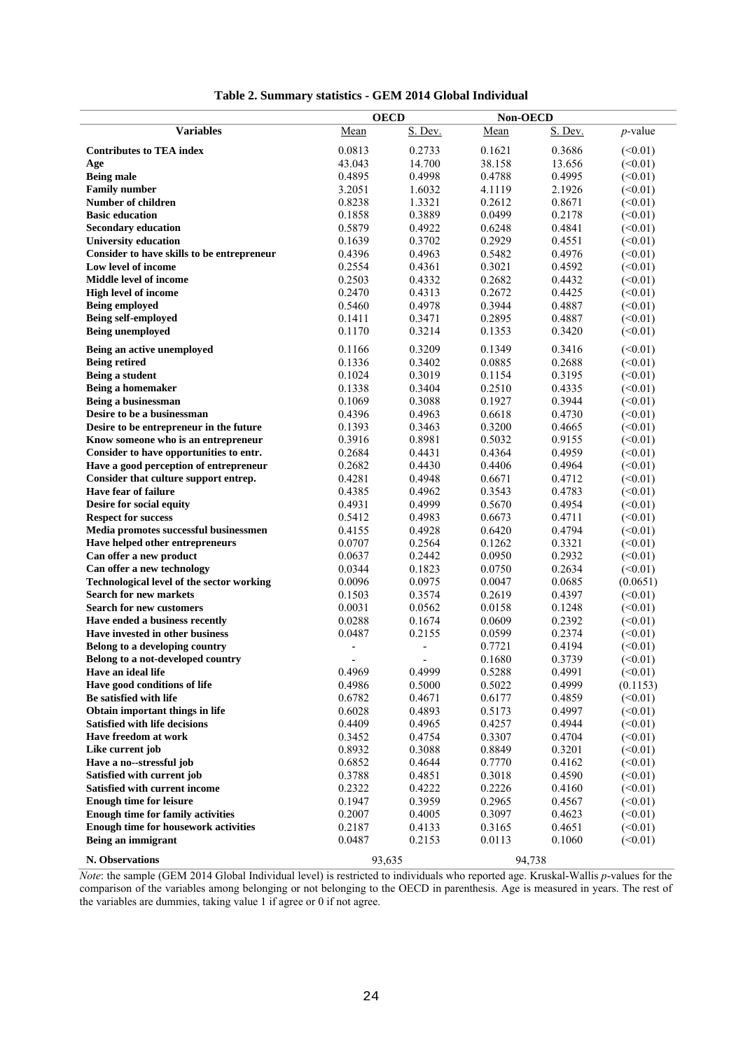**Table 2. Summary statistics - GEM 2014 Global Individual**

| | OECD | | Non-OECD | | |
|---|---|---|---|---|---|
| **Variables** | Mean | S. Dev. | Mean | S. Dev. | *p*-value |
| **Contributes to TEA index** | 0.0813 | 0.2733 | 0.1621 | 0.3686 | (<0.01) |
| **Age** | 43.043 | 14.700 | 38.158 | 13.656 | (<0.01) |
| **Being male** | 0.4895 | 0.4998 | 0.4788 | 0.4995 | (<0.01) |
| **Family number** | 3.2051 | 1.6032 | 4.1119 | 2.1926 | (<0.01) |
| **Number of children** | 0.8238 | 1.3321 | 0.2612 | 0.8671 | (<0.01) |
| **Basic education** | 0.1858 | 0.3889 | 0.0499 | 0.2178 | (<0.01) |
| **Secondary education** | 0.5879 | 0.4922 | 0.6248 | 0.4841 | (<0.01) |
| **University education** | 0.1639 | 0.3702 | 0.2929 | 0.4551 | (<0.01) |
| **Consider to have skills to be entrepreneur** | 0.4396 | 0.4963 | 0.5482 | 0.4976 | (<0.01) |
| **Low level of income** | 0.2554 | 0.4361 | 0.3021 | 0.4592 | (<0.01) |
| **Middle level of income** | 0.2503 | 0.4332 | 0.2682 | 0.4432 | (<0.01) |
| **High level of income** | 0.2470 | 0.4313 | 0.2672 | 0.4425 | (<0.01) |
| **Being employed** | 0.5460 | 0.4978 | 0.3944 | 0.4887 | (<0.01) |
| **Being self-employed** | 0.1411 | 0.3471 | 0.2895 | 0.4887 | (<0.01) |
| **Being unemployed** | 0.1170 | 0.3214 | 0.1353 | 0.3420 | (<0.01) |
| **Being an active unemployed** | 0.1166 | 0.3209 | 0.1349 | 0.3416 | (<0.01) |
| **Being retired** | 0.1336 | 0.3402 | 0.0885 | 0.2688 | (<0.01) |
| **Being a student** | 0.1024 | 0.3019 | 0.1154 | 0.3195 | (<0.01) |
| **Being a homemaker** | 0.1338 | 0.3404 | 0.2510 | 0.4335 | (<0.01) |
| **Being a businessman** | 0.1069 | 0.3088 | 0.1927 | 0.3944 | (<0.01) |
| **Desire to be a businessman** | 0.4396 | 0.4963 | 0.6618 | 0.4730 | (<0.01) |
| **Desire to be entrepreneur in the future** | 0.1393 | 0.3463 | 0.3200 | 0.4665 | (<0.01) |
| **Know someone who is an entrepreneur** | 0.3916 | 0.8981 | 0.5032 | 0.9155 | (<0.01) |
| **Consider to have opportunities to entr.** | 0.2684 | 0.4431 | 0.4364 | 0.4959 | (<0.01) |
| **Have a good perception of entrepreneur** | 0.2682 | 0.4430 | 0.4406 | 0.4964 | (<0.01) |
| **Consider that culture support entrep.** | 0.4281 | 0.4948 | 0.6671 | 0.4712 | (<0.01) |
| **Have fear of failure** | 0.4385 | 0.4962 | 0.3543 | 0.4783 | (<0.01) |
| **Desire for social equity** | 0.4931 | 0.4999 | 0.5670 | 0.4954 | (<0.01) |
| **Respect for success** | 0.5412 | 0.4983 | 0.6673 | 0.4711 | (<0.01) |
| **Media promotes successful businessmen** | 0.4155 | 0.4928 | 0.6420 | 0.4794 | (<0.01) |
| **Have helped other entrepreneurs** | 0.0707 | 0.2564 | 0.1262 | 0.3321 | (<0.01) |
| **Can offer a new product** | 0.0637 | 0.2442 | 0.0950 | 0.2932 | (<0.01) |
| **Can offer a new technology** | 0.0344 | 0.1823 | 0.0750 | 0.2634 | (<0.01) |
| **Technological level of the sector working** | 0.0096 | 0.0975 | 0.0047 | 0.0685 | (0.0651) |
| **Search for new markets** | 0.1503 | 0.3574 | 0.2619 | 0.4397 | (<0.01) |
| **Search for new customers** | 0.0031 | 0.0562 | 0.0158 | 0.1248 | (<0.01) |
| **Have ended a business recently** | 0.0288 | 0.1674 | 0.0609 | 0.2392 | (<0.01) |
| **Have invested in other business** | 0.0487 | 0.2155 | 0.0599 | 0.2374 | (<0.01) |
| **Belong to a developing country** | - | - | 0.7721 | 0.4194 | (<0.01) |
| **Belong to a not-developed country** | - | - | 0.1680 | 0.3739 | (<0.01) |
| **Have an ideal life** | 0.4969 | 0.4999 | 0.5288 | 0.4991 | (<0.01) |
| **Have good conditions of life** | 0.4986 | 0.5000 | 0.5022 | 0.4999 | (0.1153) |
| **Be satisfied with life** | 0.6782 | 0.4671 | 0.6177 | 0.4859 | (<0.01) |
| **Obtain important things in life** | 0.6028 | 0.4893 | 0.5173 | 0.4997 | (<0.01) |
| **Satisfied with life decisions** | 0.4409 | 0.4965 | 0.4257 | 0.4944 | (<0.01) |
| **Have freedom at work** | 0.3452 | 0.4754 | 0.3307 | 0.4704 | (<0.01) |
| **Like current job** | 0.8932 | 0.3088 | 0.8849 | 0.3201 | (<0.01) |
| **Have a no--stressful job** | 0.6852 | 0.4644 | 0.7770 | 0.4162 | (<0.01) |
| **Satisfied with current job** | 0.3788 | 0.4851 | 0.3018 | 0.4590 | (<0.01) |
| **Satisfied with current income** | 0.2322 | 0.4222 | 0.2226 | 0.4160 | (<0.01) |
| **Enough time for leisure** | 0.1947 | 0.3959 | 0.2965 | 0.4567 | (<0.01) |
| **Enough time for family activities** | 0.2007 | 0.4005 | 0.3097 | 0.4623 | (<0.01) |
| **Enough time for housework activities** | 0.2187 | 0.4133 | 0.3165 | 0.4651 | (<0.01) |
| **Being an immigrant** | 0.0487 | 0.2153 | 0.0113 | 0.1060 | (<0.01) |
| **N. Observations** | 93,635 | | 94,738 | | |

*Note*: the sample (GEM 2014 Global Individual level) is restricted to individuals who reported age. Kruskal-Wallis *p*-values for the comparison of the variables among belonging or not belonging to the OECD in parenthesis. Age is measured in years. The rest of the variables are dummies, taking value 1 if agree or 0 if not agree.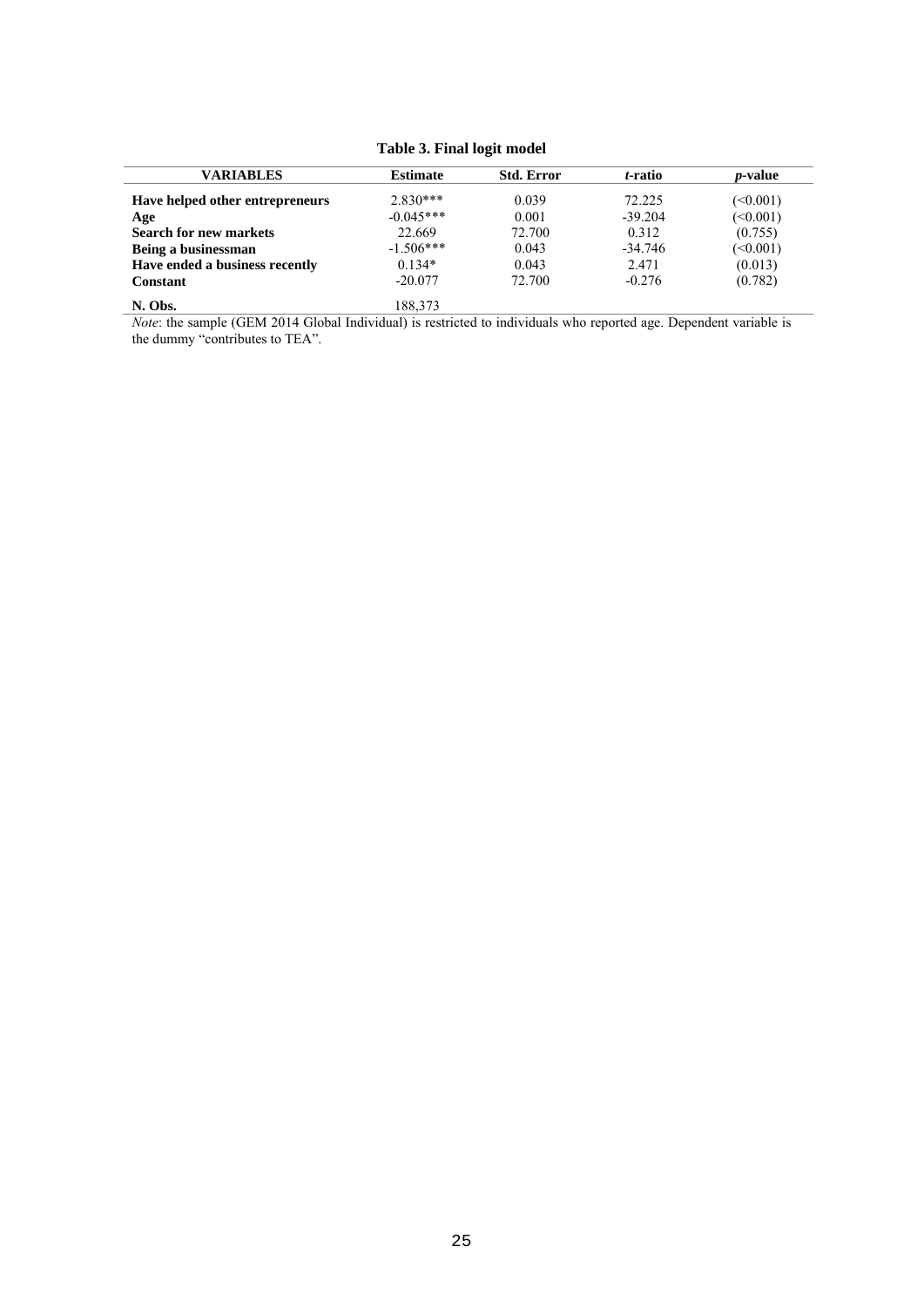**Table 3. Final logit model**

| VARIABLES | Estimate | Std. Error | *t*-ratio | *p*-value |
|---|---|---|---|---|
| **Have helped other entrepreneurs** | 2.830*** | 0.039 | 72.225 | (<0.001) |
| **Age** | -0.045*** | 0.001 | -39.204 | (<0.001) |
| **Search for new markets** | 22.669 | 72.700 | 0.312 | (0.755) |
| **Being a businessman** | -1.506*** | 0.043 | -34.746 | (<0.001) |
| **Have ended a business recently** | 0.134* | 0.043 | 2.471 | (0.013) |
| **Constant** | -20.077 | 72.700 | -0.276 | (0.782) |
| **N. Obs.** | 188,373 | | | |

*Note*: the sample (GEM 2014 Global Individual) is restricted to individuals who reported age. Dependent variable is the dummy "contributes to TEA".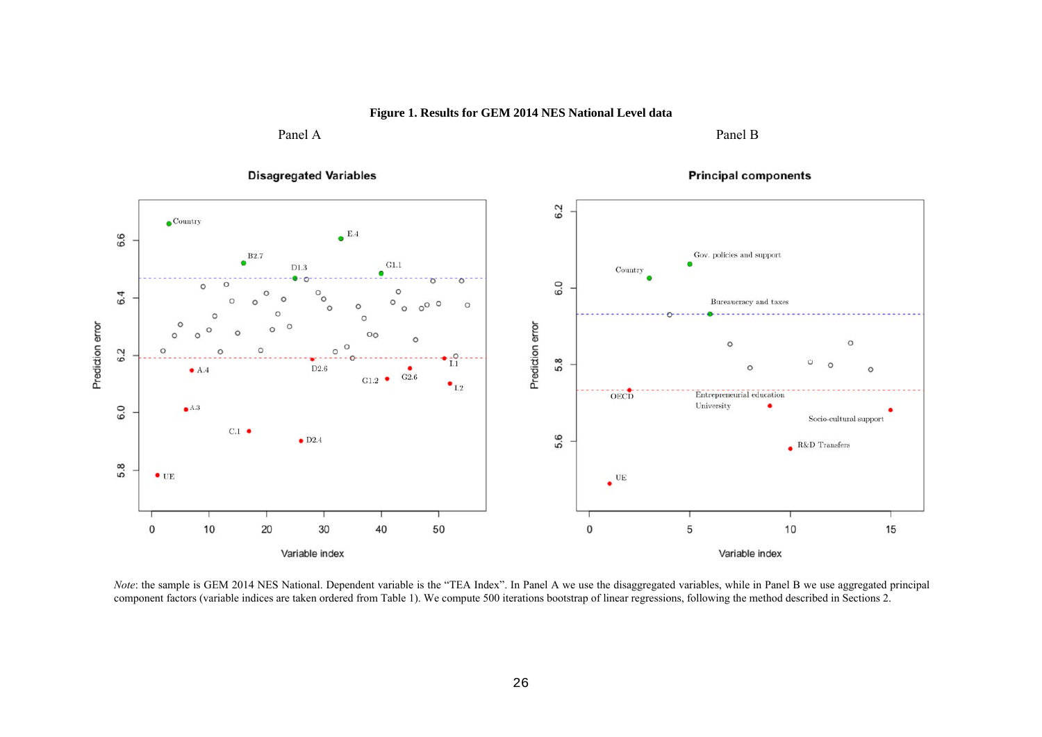**Figure 1. Results for GEM 2014 NES National Level data**

Panel A

Panel B

*Note*: the sample is GEM 2014 NES National. Dependent variable is the "TEA Index". In Panel A we use the disaggregated variables, while in Panel B we use aggregated principal component factors (variable indices are taken ordered from Table 1). We compute 500 iterations bootstrap of linear regressions, following the method described in Sections 2.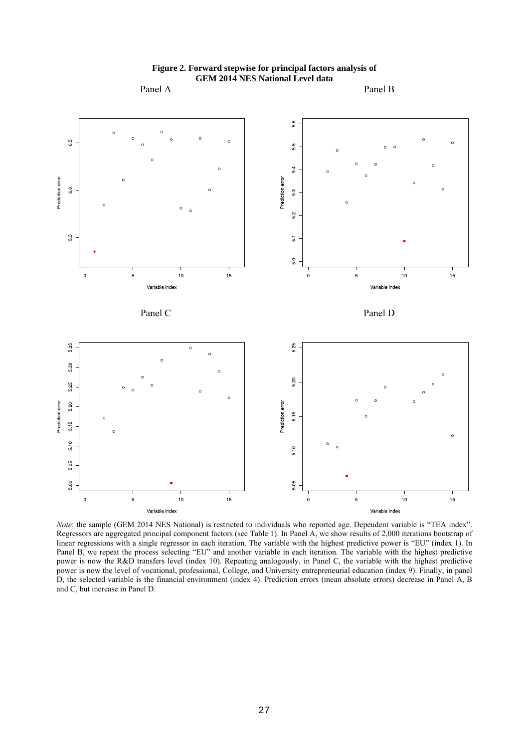**Figure 2. Forward stepwise for principal factors analysis of GEM 2014 NES National Level data**

Panel A

Panel B

Panel C

Panel D

*Note*: the sample (GEM 2014 NES National) is restricted to individuals who reported age. Dependent variable is "TEA index". Regressors are aggregated principal component factors (see Table 1). In Panel A, we show results of 2,000 iterations bootstrap of linear regressions with a single regressor in each iteration. The variable with the highest predictive power is "EU" (index 1). In Panel B, we repeat the process selecting "EU" and another variable in each iteration. The variable with the highest predictive power is now the R&D transfers level (index 10). Repeating analogously, in Panel C, the variable with the highest predictive power is now the level of vocational, professional, College, and University entrepreneurial education (index 9). Finally, in panel D, the selected variable is the financial environment (index 4). Prediction errors (mean absolute errors) decrease in Panel A, B and C, but increase in Panel D.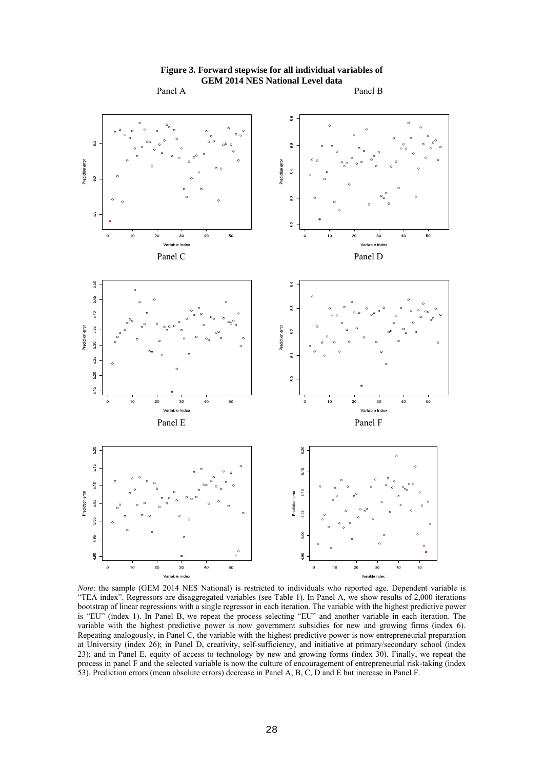**Figure 3. Forward stepwise for all individual variables of GEM 2014 NES National Level data**

Panel A

Panel B

Panel C

Panel D

Panel E

Panel F

*Note*: the sample (GEM 2014 NES National) is restricted to individuals who reported age. Dependent variable is "TEA index". Regressors are disaggregated variables (see Table 1). In Panel A, we show results of 2,000 iterations bootstrap of linear regressions with a single regressor in each iteration. The variable with the highest predictive power is "EU" (index 1). In Panel B, we repeat the process selecting "EU" and another variable in each iteration. The variable with the highest predictive power is now government subsidies for new and growing firms (index 6). Repeating analogously, in Panel C, the variable with the highest predictive power is now entrepreneurial preparation at University (index 26); in Panel D, creativity, self-sufficiency, and initiative at primary/secondary school (index 23); and in Panel E, equity of access to technology by new and growing forms (index 30). Finally, we repeat the process in panel F and the selected variable is now the culture of encouragement of entrepreneurial risk-taking (index 53). Prediction errors (mean absolute errors) decrease in Panel A, B, C, D and E but increase in Panel F.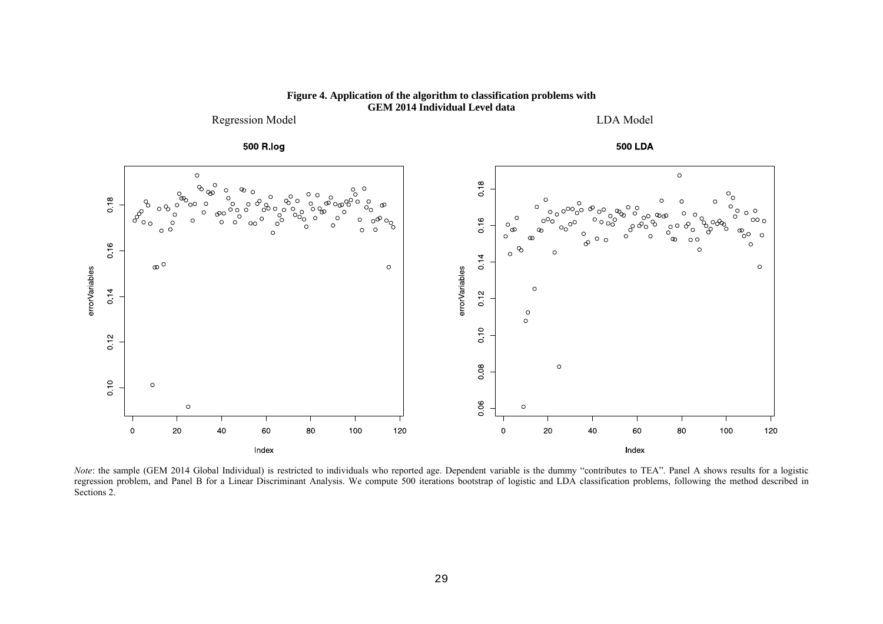**Figure 4. Application of the algorithm to classification problems with GEM 2014 Individual Level data**

Regression Model

LDA Model

*Note*: the sample (GEM 2014 Global Individual) is restricted to individuals who reported age. Dependent variable is the dummy "contributes to TEA". Panel A shows results for a logistic regression problem, and Panel B for a Linear Discriminant Analysis. We compute 500 iterations bootstrap of logistic and LDA classification problems, following the method described in Sections 2.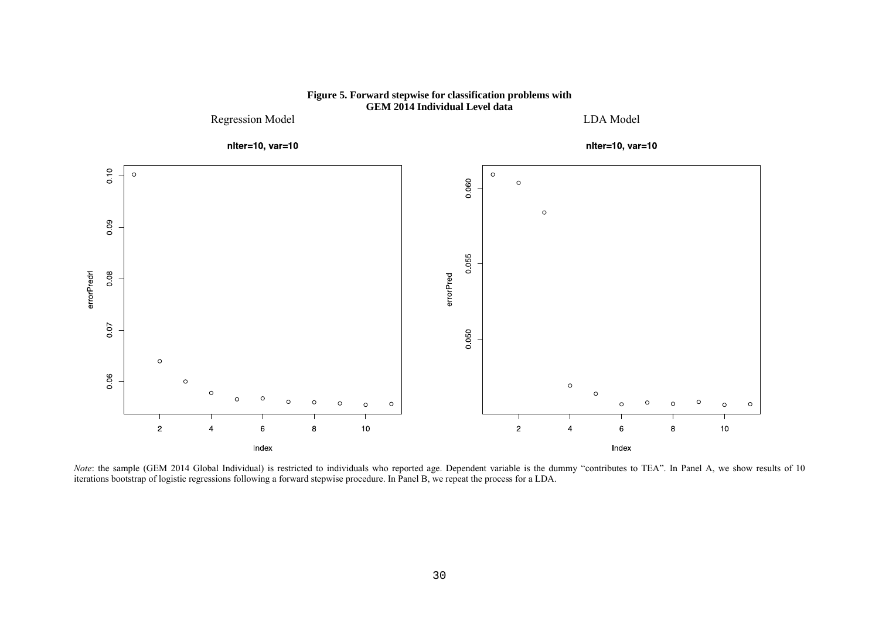**Figure 5. Forward stepwise for classification problems with GEM 2014 Individual Level data**

Regression Model

LDA Model

*Note*: the sample (GEM 2014 Global Individual) is restricted to individuals who reported age. Dependent variable is the dummy "contributes to TEA". In Panel A, we show results of 10 iterations bootstrap of logistic regressions following a forward stepwise procedure. In Panel B, we repeat the process for a LDA.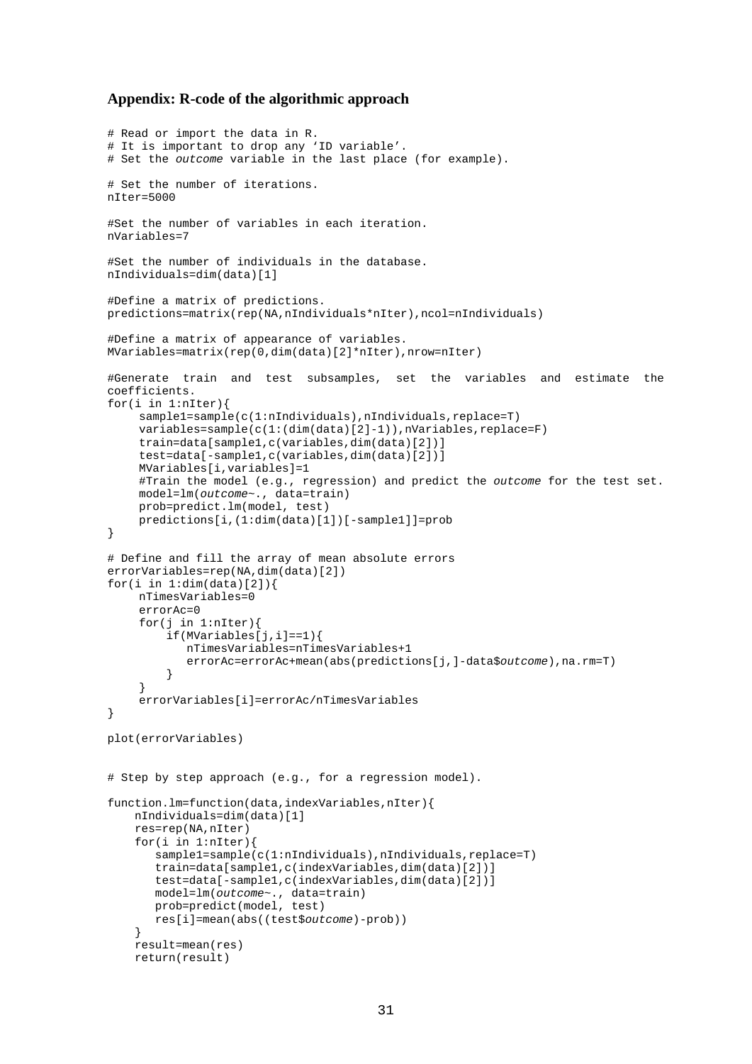### Appendix: R-code of the algorithmic approach

```
# Read or import the data in R.
# It is important to drop any 'ID variable'.
# Set the outcome variable in the last place (for example).

# Set the number of iterations.
nIter=5000

#Set the number of variables in each iteration.
nVariables=7

#Set the number of individuals in the database.
nIndividuals=dim(data)[1]

#Define a matrix of predictions.
predictions=matrix(rep(NA,nIndividuals*nIter),ncol=nIndividuals)

#Define a matrix of appearance of variables.
MVariables=matrix(rep(0,dim(data)[2]*nIter),nrow=nIter)

#Generate train and test subsamples, set the variables and estimate the coefficients.
for(i in 1:nIter){
     sample1=sample(c(1:nIndividuals),nIndividuals,replace=T)
     variables=sample(c(1:(dim(data)[2]-1)),nVariables,replace=F)
     train=data[sample1,c(variables,dim(data)[2])]
     test=data[-sample1,c(variables,dim(data)[2])]
     MVariables[i,variables]=1
     #Train the model (e.g., regression) and predict the outcome for the test set.
     model=lm(outcome~., data=train)
     prob=predict.lm(model, test)
     predictions[i,(1:dim(data)[1])[-sample1]]=prob
}

# Define and fill the array of mean absolute errors
errorVariables=rep(NA,dim(data)[2])
for(i in 1:dim(data)[2]){
     nTimesVariables=0
     errorAc=0
     for(j in 1:nIter){
         if(MVariables[j,i]==1){
            nTimesVariables=nTimesVariables+1
            errorAc=errorAc+mean(abs(predictions[j,]-data$outcome),na.rm=T)
         }
     }
     errorVariables[i]=errorAc/nTimesVariables
}

plot(errorVariables)


# Step by step approach (e.g., for a regression model).

function.lm=function(data,indexVariables,nIter){
    nIndividuals=dim(data)[1]
    res=rep(NA,nIter)
    for(i in 1:nIter){
       sample1=sample(c(1:nIndividuals),nIndividuals,replace=T)
       train=data[sample1,c(indexVariables,dim(data)[2])]
       test=data[-sample1,c(indexVariables,dim(data)[2])]
       model=lm(outcome~., data=train)
       prob=predict(model, test)
       res[i]=mean(abs((test$outcome)-prob))
    }
    result=mean(res)
    return(result)
```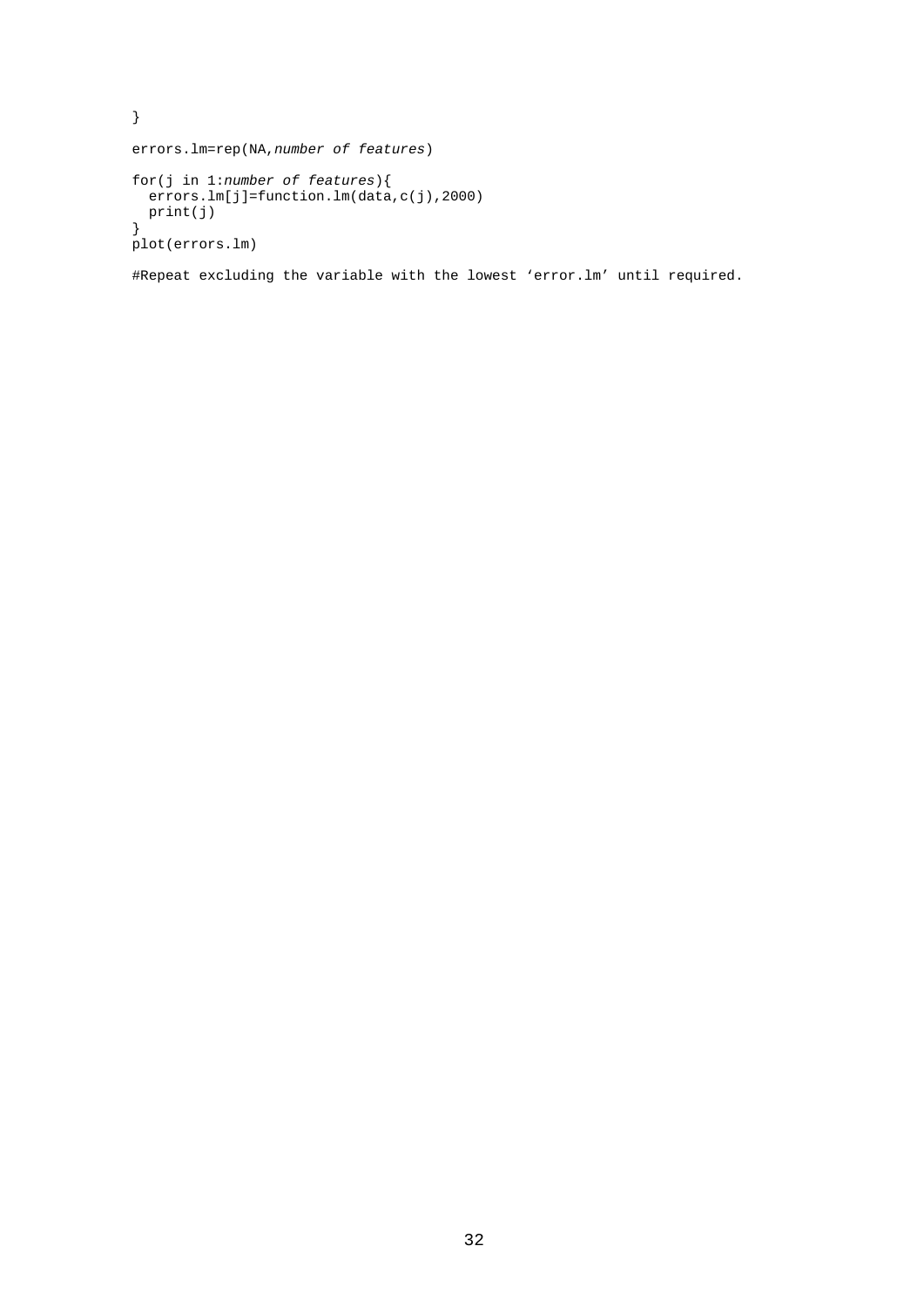```
}

errors.lm=rep(NA,number of features)

for(j in 1:number of features){
  errors.lm[j]=function.lm(data,c(j),2000)
  print(j)
}
plot(errors.lm)

#Repeat excluding the variable with the lowest ‘error.lm’ until required.
```